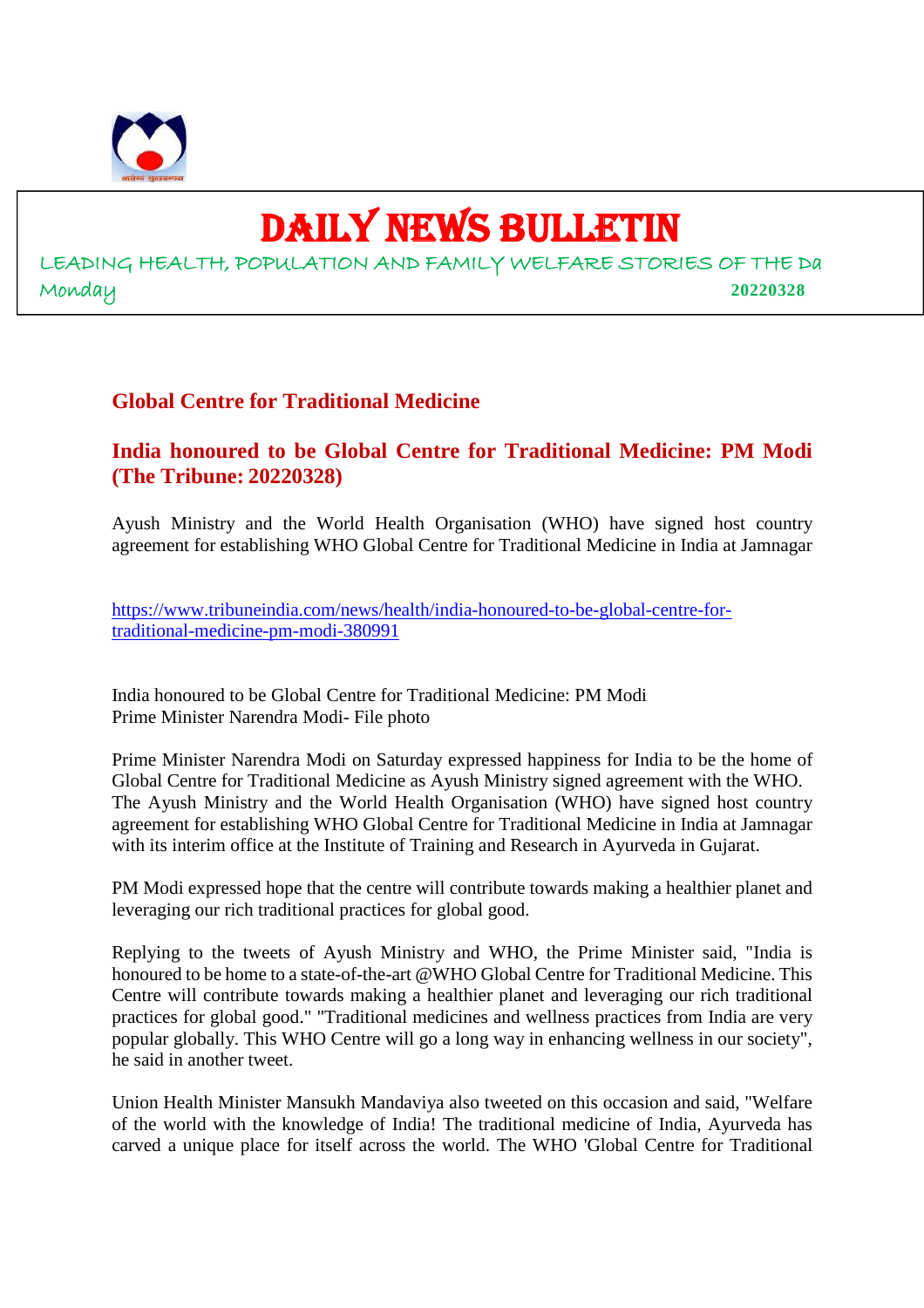# DAILY NEWS BULLETIN

LEADING HEALTH, POPULATION AND FAMILY WELFARE STORIES OF THE Da

Monday **20220328**

## Global Centre for Traditional Medicine

### India honoured to be Global Centre for Traditional Medicine: PM Modi (The Tribune: 20220328)

Ayush Ministry and the World Health Organisation (WHO) have signed host country agreement for establishing WHO Global Centre for Traditional Medicine in India at Jamnagar

https://www.tribuneindia.com/news/health/india-honoured-to-be-global-centre-for-traditional-medicine-pm-modi-380991

India honoured to be Global Centre for Traditional Medicine: PM Modi
Prime Minister Narendra Modi- File photo

Prime Minister Narendra Modi on Saturday expressed happiness for India to be the home of Global Centre for Traditional Medicine as Ayush Ministry signed agreement with the WHO. The Ayush Ministry and the World Health Organisation (WHO) have signed host country agreement for establishing WHO Global Centre for Traditional Medicine in India at Jamnagar with its interim office at the Institute of Training and Research in Ayurveda in Gujarat.

PM Modi expressed hope that the centre will contribute towards making a healthier planet and leveraging our rich traditional practices for global good.

Replying to the tweets of Ayush Ministry and WHO, the Prime Minister said, "India is honoured to be home to a state-of-the-art @WHO Global Centre for Traditional Medicine. This Centre will contribute towards making a healthier planet and leveraging our rich traditional practices for global good." "Traditional medicines and wellness practices from India are very popular globally. This WHO Centre will go a long way in enhancing wellness in our society", he said in another tweet.

Union Health Minister Mansukh Mandaviya also tweeted on this occasion and said, "Welfare of the world with the knowledge of India! The traditional medicine of India, Ayurveda has carved a unique place for itself across the world. The WHO 'Global Centre for Traditional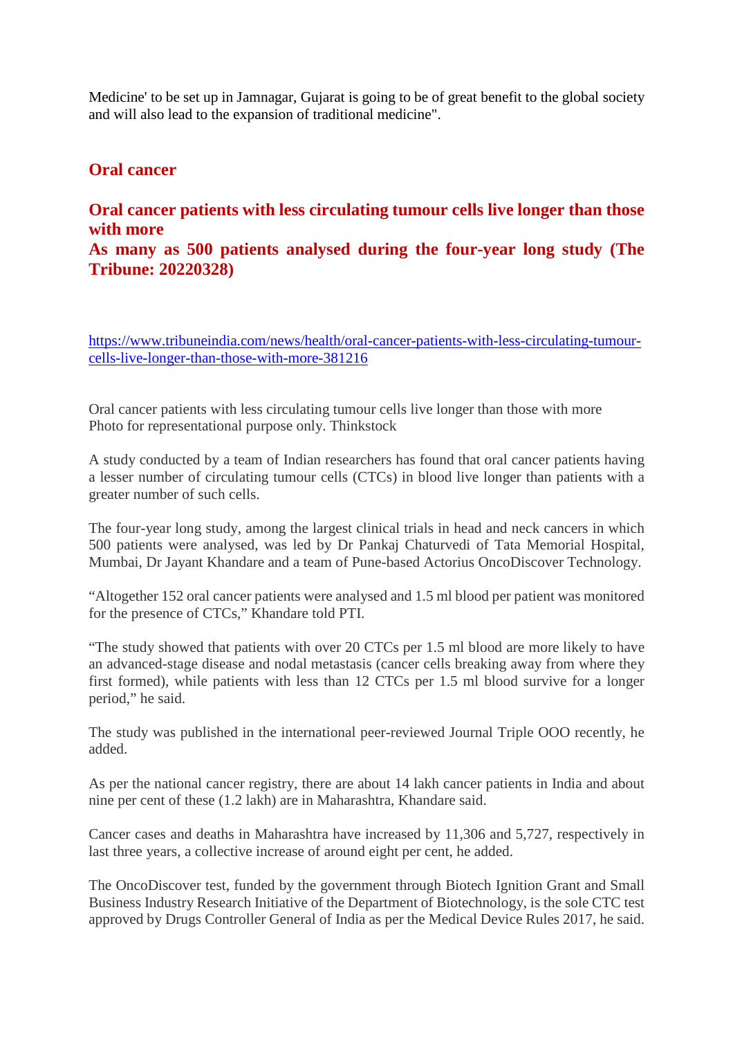Medicine' to be set up in Jamnagar, Gujarat is going to be of great benefit to the global society and will also lead to the expansion of traditional medicine".

## Oral cancer

### Oral cancer patients with less circulating tumour cells live longer than those with more
### As many as 500 patients analysed during the four-year long study (The Tribune: 20220328)

https://www.tribuneindia.com/news/health/oral-cancer-patients-with-less-circulating-tumour-cells-live-longer-than-those-with-more-381216

Oral cancer patients with less circulating tumour cells live longer than those with more
Photo for representational purpose only. Thinkstock

A study conducted by a team of Indian researchers has found that oral cancer patients having a lesser number of circulating tumour cells (CTCs) in blood live longer than patients with a greater number of such cells.

The four-year long study, among the largest clinical trials in head and neck cancers in which 500 patients were analysed, was led by Dr Pankaj Chaturvedi of Tata Memorial Hospital, Mumbai, Dr Jayant Khandare and a team of Pune-based Actorius OncoDiscover Technology.

"Altogether 152 oral cancer patients were analysed and 1.5 ml blood per patient was monitored for the presence of CTCs," Khandare told PTI.

"The study showed that patients with over 20 CTCs per 1.5 ml blood are more likely to have an advanced-stage disease and nodal metastasis (cancer cells breaking away from where they first formed), while patients with less than 12 CTCs per 1.5 ml blood survive for a longer period," he said.

The study was published in the international peer-reviewed Journal Triple OOO recently, he added.

As per the national cancer registry, there are about 14 lakh cancer patients in India and about nine per cent of these (1.2 lakh) are in Maharashtra, Khandare said.

Cancer cases and deaths in Maharashtra have increased by 11,306 and 5,727, respectively in last three years, a collective increase of around eight per cent, he added.

The OncoDiscover test, funded by the government through Biotech Ignition Grant and Small Business Industry Research Initiative of the Department of Biotechnology, is the sole CTC test approved by Drugs Controller General of India as per the Medical Device Rules 2017, he said.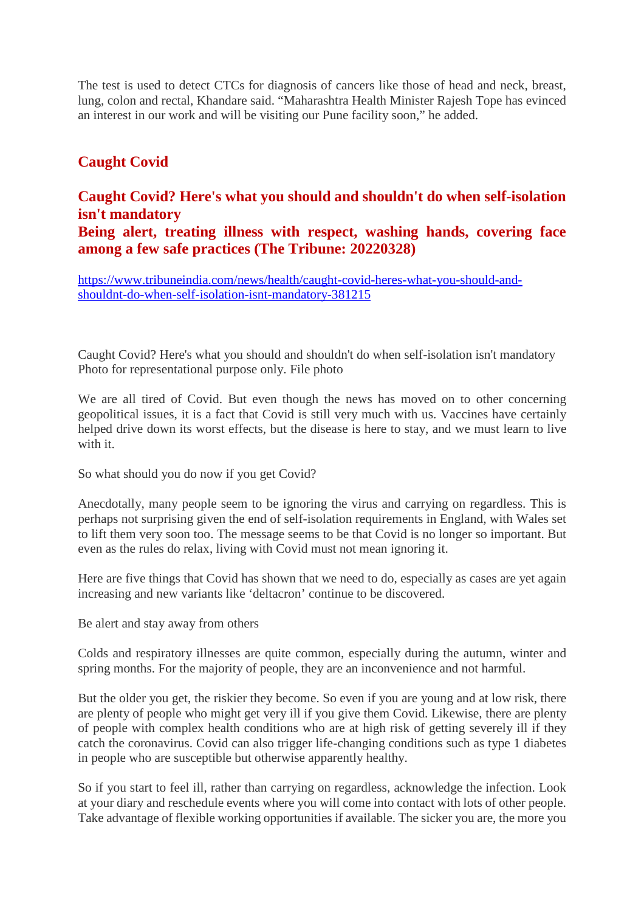The test is used to detect CTCs for diagnosis of cancers like those of head and neck, breast, lung, colon and rectal, Khandare said. "Maharashtra Health Minister Rajesh Tope has evinced an interest in our work and will be visiting our Pune facility soon," he added.

## Caught Covid

### Caught Covid? Here's what you should and shouldn't do when self-isolation isn't mandatory
### Being alert, treating illness with respect, washing hands, covering face among a few safe practices (The Tribune: 20220328)

https://www.tribuneindia.com/news/health/caught-covid-heres-what-you-should-and-shouldnt-do-when-self-isolation-isnt-mandatory-381215

Caught Covid? Here's what you should and shouldn't do when self-isolation isn't mandatory
Photo for representational purpose only. File photo

We are all tired of Covid. But even though the news has moved on to other concerning geopolitical issues, it is a fact that Covid is still very much with us. Vaccines have certainly helped drive down its worst effects, but the disease is here to stay, and we must learn to live with it.

So what should you do now if you get Covid?

Anecdotally, many people seem to be ignoring the virus and carrying on regardless. This is perhaps not surprising given the end of self-isolation requirements in England, with Wales set to lift them very soon too. The message seems to be that Covid is no longer so important. But even as the rules do relax, living with Covid must not mean ignoring it.

Here are five things that Covid has shown that we need to do, especially as cases are yet again increasing and new variants like 'deltacron' continue to be discovered.

Be alert and stay away from others

Colds and respiratory illnesses are quite common, especially during the autumn, winter and spring months. For the majority of people, they are an inconvenience and not harmful.

But the older you get, the riskier they become. So even if you are young and at low risk, there are plenty of people who might get very ill if you give them Covid. Likewise, there are plenty of people with complex health conditions who are at high risk of getting severely ill if they catch the coronavirus. Covid can also trigger life-changing conditions such as type 1 diabetes in people who are susceptible but otherwise apparently healthy.

So if you start to feel ill, rather than carrying on regardless, acknowledge the infection. Look at your diary and reschedule events where you will come into contact with lots of other people. Take advantage of flexible working opportunities if available. The sicker you are, the more you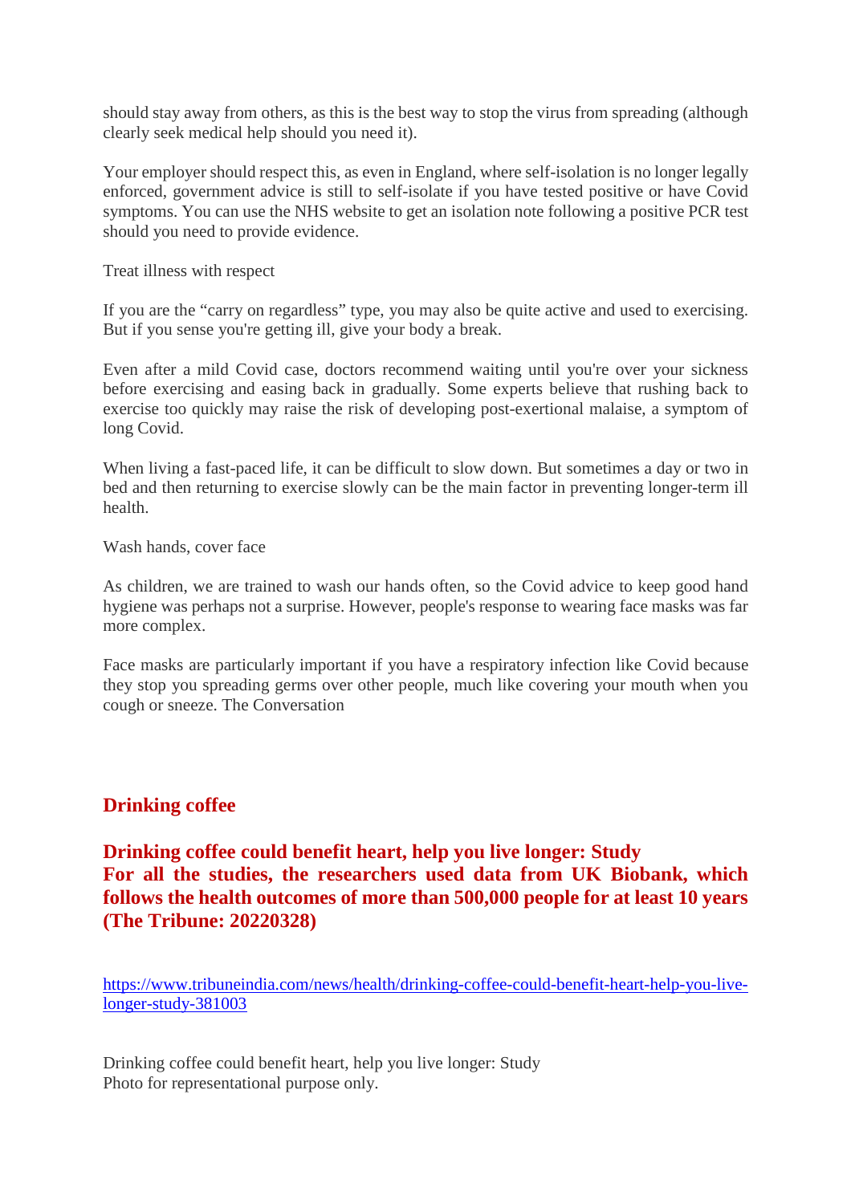should stay away from others, as this is the best way to stop the virus from spreading (although clearly seek medical help should you need it).

Your employer should respect this, as even in England, where self-isolation is no longer legally enforced, government advice is still to self-isolate if you have tested positive or have Covid symptoms. You can use the NHS website to get an isolation note following a positive PCR test should you need to provide evidence.

Treat illness with respect

If you are the "carry on regardless" type, you may also be quite active and used to exercising. But if you sense you're getting ill, give your body a break.

Even after a mild Covid case, doctors recommend waiting until you're over your sickness before exercising and easing back in gradually. Some experts believe that rushing back to exercise too quickly may raise the risk of developing post-exertional malaise, a symptom of long Covid.

When living a fast-paced life, it can be difficult to slow down. But sometimes a day or two in bed and then returning to exercise slowly can be the main factor in preventing longer-term ill health.

Wash hands, cover face

As children, we are trained to wash our hands often, so the Covid advice to keep good hand hygiene was perhaps not a surprise. However, people's response to wearing face masks was far more complex.

Face masks are particularly important if you have a respiratory infection like Covid because they stop you spreading germs over other people, much like covering your mouth when you cough or sneeze. The Conversation

## Drinking coffee

### Drinking coffee could benefit heart, help you live longer: Study
### For all the studies, the researchers used data from UK Biobank, which follows the health outcomes of more than 500,000 people for at least 10 years (The Tribune: 20220328)

https://www.tribuneindia.com/news/health/drinking-coffee-could-benefit-heart-help-you-live-longer-study-381003

Drinking coffee could benefit heart, help you live longer: Study
Photo for representational purpose only.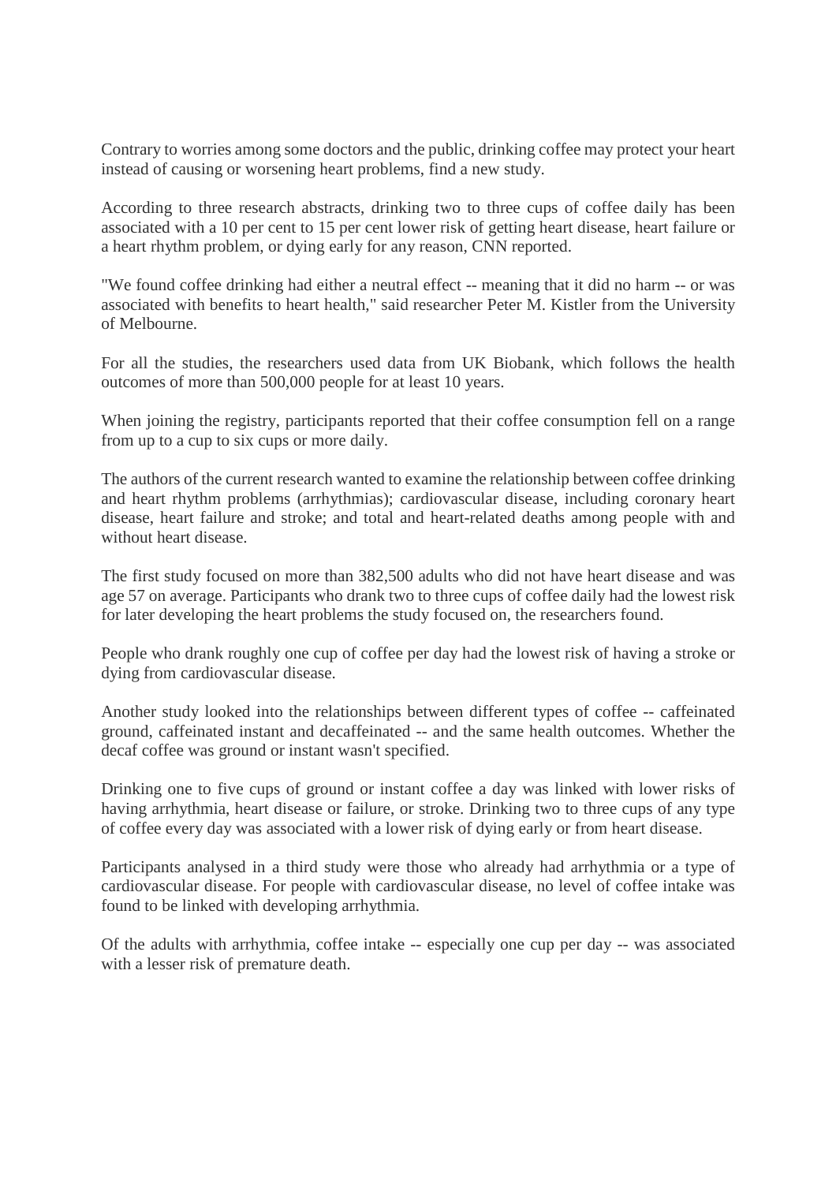Contrary to worries among some doctors and the public, drinking coffee may protect your heart instead of causing or worsening heart problems, find a new study.

According to three research abstracts, drinking two to three cups of coffee daily has been associated with a 10 per cent to 15 per cent lower risk of getting heart disease, heart failure or a heart rhythm problem, or dying early for any reason, CNN reported.

"We found coffee drinking had either a neutral effect -- meaning that it did no harm -- or was associated with benefits to heart health," said researcher Peter M. Kistler from the University of Melbourne.

For all the studies, the researchers used data from UK Biobank, which follows the health outcomes of more than 500,000 people for at least 10 years.

When joining the registry, participants reported that their coffee consumption fell on a range from up to a cup to six cups or more daily.

The authors of the current research wanted to examine the relationship between coffee drinking and heart rhythm problems (arrhythmias); cardiovascular disease, including coronary heart disease, heart failure and stroke; and total and heart-related deaths among people with and without heart disease.

The first study focused on more than 382,500 adults who did not have heart disease and was age 57 on average. Participants who drank two to three cups of coffee daily had the lowest risk for later developing the heart problems the study focused on, the researchers found.

People who drank roughly one cup of coffee per day had the lowest risk of having a stroke or dying from cardiovascular disease.

Another study looked into the relationships between different types of coffee -- caffeinated ground, caffeinated instant and decaffeinated -- and the same health outcomes. Whether the decaf coffee was ground or instant wasn't specified.

Drinking one to five cups of ground or instant coffee a day was linked with lower risks of having arrhythmia, heart disease or failure, or stroke. Drinking two to three cups of any type of coffee every day was associated with a lower risk of dying early or from heart disease.

Participants analysed in a third study were those who already had arrhythmia or a type of cardiovascular disease. For people with cardiovascular disease, no level of coffee intake was found to be linked with developing arrhythmia.

Of the adults with arrhythmia, coffee intake -- especially one cup per day -- was associated with a lesser risk of premature death.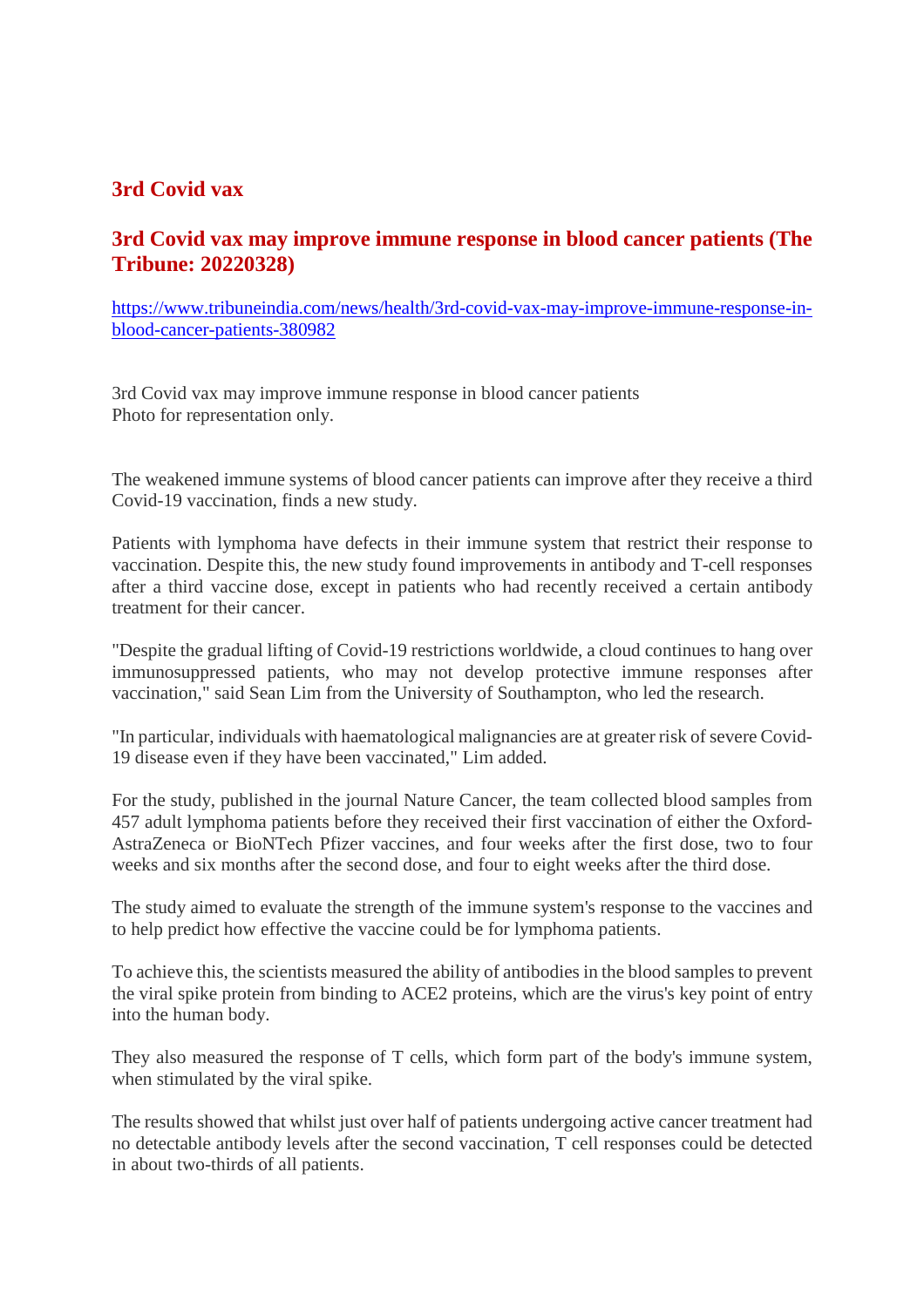## 3rd Covid vax

## 3rd Covid vax may improve immune response in blood cancer patients (The Tribune: 20220328)

https://www.tribuneindia.com/news/health/3rd-covid-vax-may-improve-immune-response-in-blood-cancer-patients-380982

3rd Covid vax may improve immune response in blood cancer patients
Photo for representation only.

The weakened immune systems of blood cancer patients can improve after they receive a third Covid-19 vaccination, finds a new study.

Patients with lymphoma have defects in their immune system that restrict their response to vaccination. Despite this, the new study found improvements in antibody and T-cell responses after a third vaccine dose, except in patients who had recently received a certain antibody treatment for their cancer.

"Despite the gradual lifting of Covid-19 restrictions worldwide, a cloud continues to hang over immunosuppressed patients, who may not develop protective immune responses after vaccination," said Sean Lim from the University of Southampton, who led the research.

"In particular, individuals with haematological malignancies are at greater risk of severe Covid-19 disease even if they have been vaccinated," Lim added.

For the study, published in the journal Nature Cancer, the team collected blood samples from 457 adult lymphoma patients before they received their first vaccination of either the Oxford-AstraZeneca or BioNTech Pfizer vaccines, and four weeks after the first dose, two to four weeks and six months after the second dose, and four to eight weeks after the third dose.

The study aimed to evaluate the strength of the immune system's response to the vaccines and to help predict how effective the vaccine could be for lymphoma patients.

To achieve this, the scientists measured the ability of antibodies in the blood samples to prevent the viral spike protein from binding to ACE2 proteins, which are the virus's key point of entry into the human body.

They also measured the response of T cells, which form part of the body's immune system, when stimulated by the viral spike.

The results showed that whilst just over half of patients undergoing active cancer treatment had no detectable antibody levels after the second vaccination, T cell responses could be detected in about two-thirds of all patients.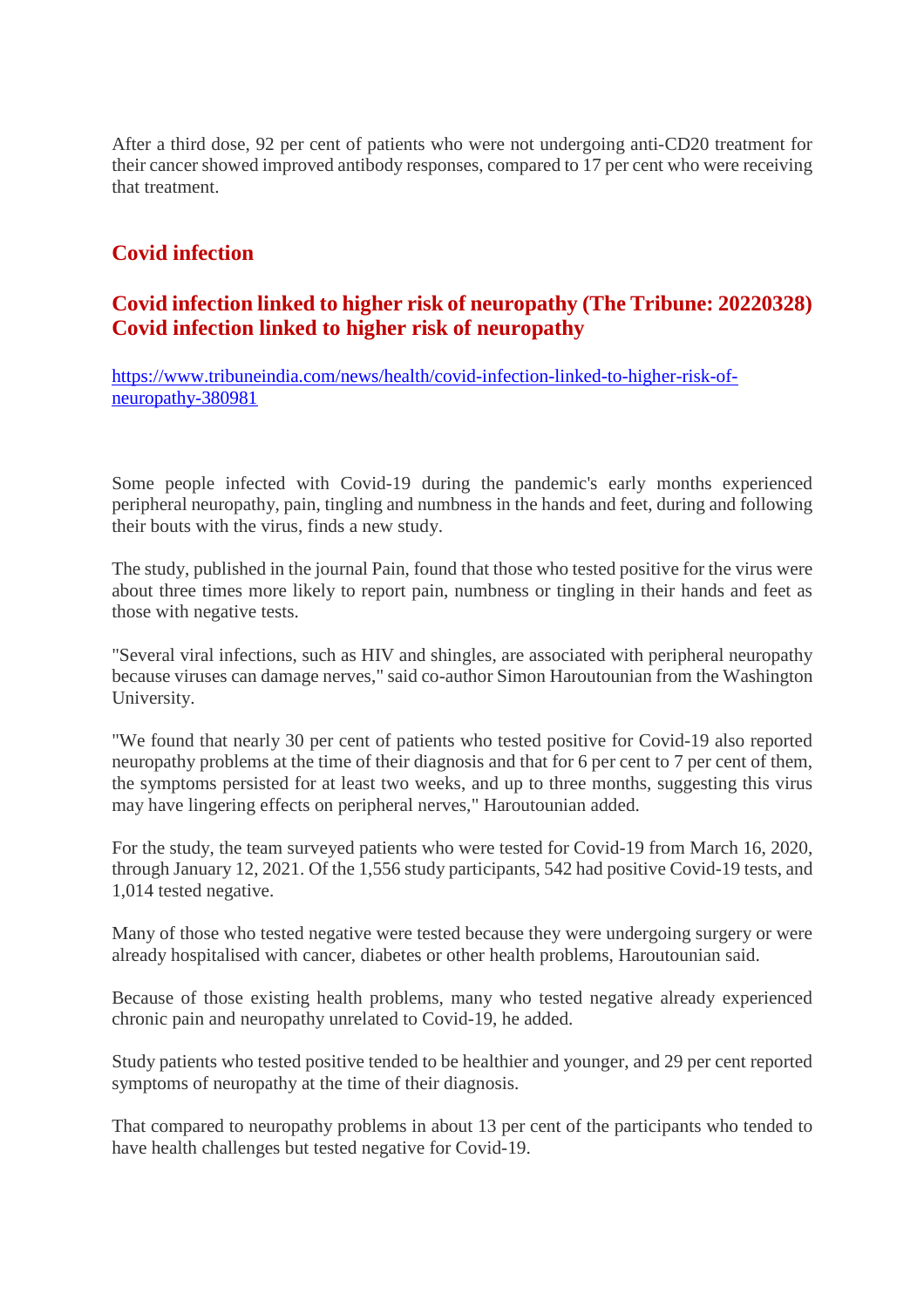After a third dose, 92 per cent of patients who were not undergoing anti-CD20 treatment for their cancer showed improved antibody responses, compared to 17 per cent who were receiving that treatment.

## Covid infection

### Covid infection linked to higher risk of neuropathy (The Tribune: 20220328) Covid infection linked to higher risk of neuropathy

https://www.tribuneindia.com/news/health/covid-infection-linked-to-higher-risk-of-neuropathy-380981

Some people infected with Covid-19 during the pandemic's early months experienced peripheral neuropathy, pain, tingling and numbness in the hands and feet, during and following their bouts with the virus, finds a new study.

The study, published in the journal Pain, found that those who tested positive for the virus were about three times more likely to report pain, numbness or tingling in their hands and feet as those with negative tests.

"Several viral infections, such as HIV and shingles, are associated with peripheral neuropathy because viruses can damage nerves," said co-author Simon Haroutounian from the Washington University.

"We found that nearly 30 per cent of patients who tested positive for Covid-19 also reported neuropathy problems at the time of their diagnosis and that for 6 per cent to 7 per cent of them, the symptoms persisted for at least two weeks, and up to three months, suggesting this virus may have lingering effects on peripheral nerves," Haroutounian added.

For the study, the team surveyed patients who were tested for Covid-19 from March 16, 2020, through January 12, 2021. Of the 1,556 study participants, 542 had positive Covid-19 tests, and 1,014 tested negative.

Many of those who tested negative were tested because they were undergoing surgery or were already hospitalised with cancer, diabetes or other health problems, Haroutounian said.

Because of those existing health problems, many who tested negative already experienced chronic pain and neuropathy unrelated to Covid-19, he added.

Study patients who tested positive tended to be healthier and younger, and 29 per cent reported symptoms of neuropathy at the time of their diagnosis.

That compared to neuropathy problems in about 13 per cent of the participants who tended to have health challenges but tested negative for Covid-19.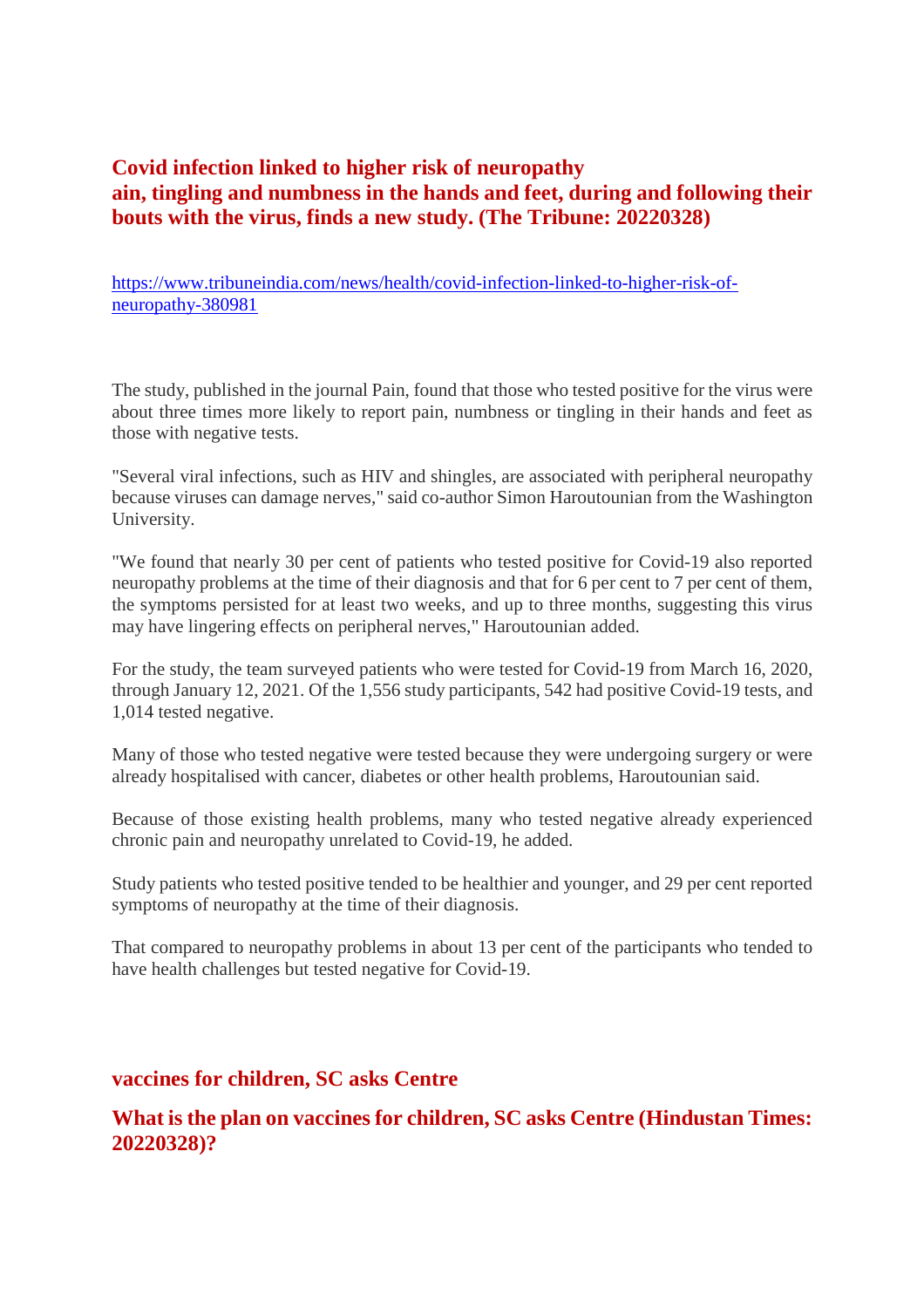## Covid infection linked to higher risk of neuropathy
## ain, tingling and numbness in the hands and feet, during and following their bouts with the virus, finds a new study. (The Tribune: 20220328)

https://www.tribuneindia.com/news/health/covid-infection-linked-to-higher-risk-of-neuropathy-380981

The study, published in the journal Pain, found that those who tested positive for the virus were about three times more likely to report pain, numbness or tingling in their hands and feet as those with negative tests.

"Several viral infections, such as HIV and shingles, are associated with peripheral neuropathy because viruses can damage nerves," said co-author Simon Haroutounian from the Washington University.

"We found that nearly 30 per cent of patients who tested positive for Covid-19 also reported neuropathy problems at the time of their diagnosis and that for 6 per cent to 7 per cent of them, the symptoms persisted for at least two weeks, and up to three months, suggesting this virus may have lingering effects on peripheral nerves," Haroutounian added.

For the study, the team surveyed patients who were tested for Covid-19 from March 16, 2020, through January 12, 2021. Of the 1,556 study participants, 542 had positive Covid-19 tests, and 1,014 tested negative.

Many of those who tested negative were tested because they were undergoing surgery or were already hospitalised with cancer, diabetes or other health problems, Haroutounian said.

Because of those existing health problems, many who tested negative already experienced chronic pain and neuropathy unrelated to Covid-19, he added.

Study patients who tested positive tended to be healthier and younger, and 29 per cent reported symptoms of neuropathy at the time of their diagnosis.

That compared to neuropathy problems in about 13 per cent of the participants who tended to have health challenges but tested negative for Covid-19.

## vaccines for children, SC asks Centre

## What is the plan on vaccines for children, SC asks Centre (Hindustan Times: 20220328)?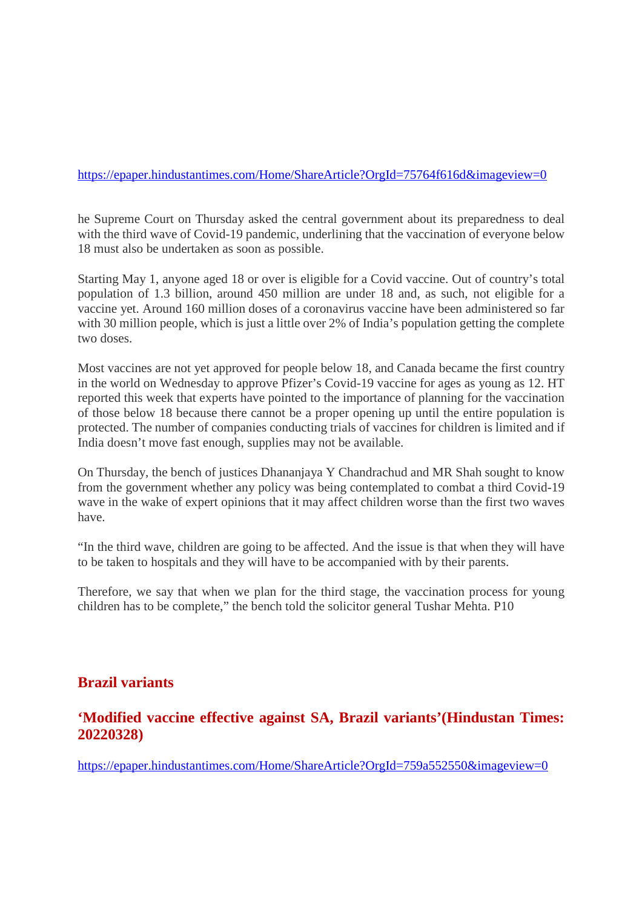https://epaper.hindustantimes.com/Home/ShareArticle?OrgId=75764f616d&imageview=0

he Supreme Court on Thursday asked the central government about its preparedness to deal with the third wave of Covid-19 pandemic, underlining that the vaccination of everyone below 18 must also be undertaken as soon as possible.

Starting May 1, anyone aged 18 or over is eligible for a Covid vaccine. Out of country's total population of 1.3 billion, around 450 million are under 18 and, as such, not eligible for a vaccine yet. Around 160 million doses of a coronavirus vaccine have been administered so far with 30 million people, which is just a little over 2% of India's population getting the complete two doses.

Most vaccines are not yet approved for people below 18, and Canada became the first country in the world on Wednesday to approve Pfizer's Covid-19 vaccine for ages as young as 12. HT reported this week that experts have pointed to the importance of planning for the vaccination of those below 18 because there cannot be a proper opening up until the entire population is protected. The number of companies conducting trials of vaccines for children is limited and if India doesn't move fast enough, supplies may not be available.

On Thursday, the bench of justices Dhananjaya Y Chandrachud and MR Shah sought to know from the government whether any policy was being contemplated to combat a third Covid-19 wave in the wake of expert opinions that it may affect children worse than the first two waves have.

"In the third wave, children are going to be affected. And the issue is that when they will have to be taken to hospitals and they will have to be accompanied with by their parents.

Therefore, we say that when we plan for the third stage, the vaccination process for young children has to be complete," the bench told the solicitor general Tushar Mehta. P10

## Brazil variants

### 'Modified vaccine effective against SA, Brazil variants'(Hindustan Times: 20220328)

https://epaper.hindustantimes.com/Home/ShareArticle?OrgId=759a552550&imageview=0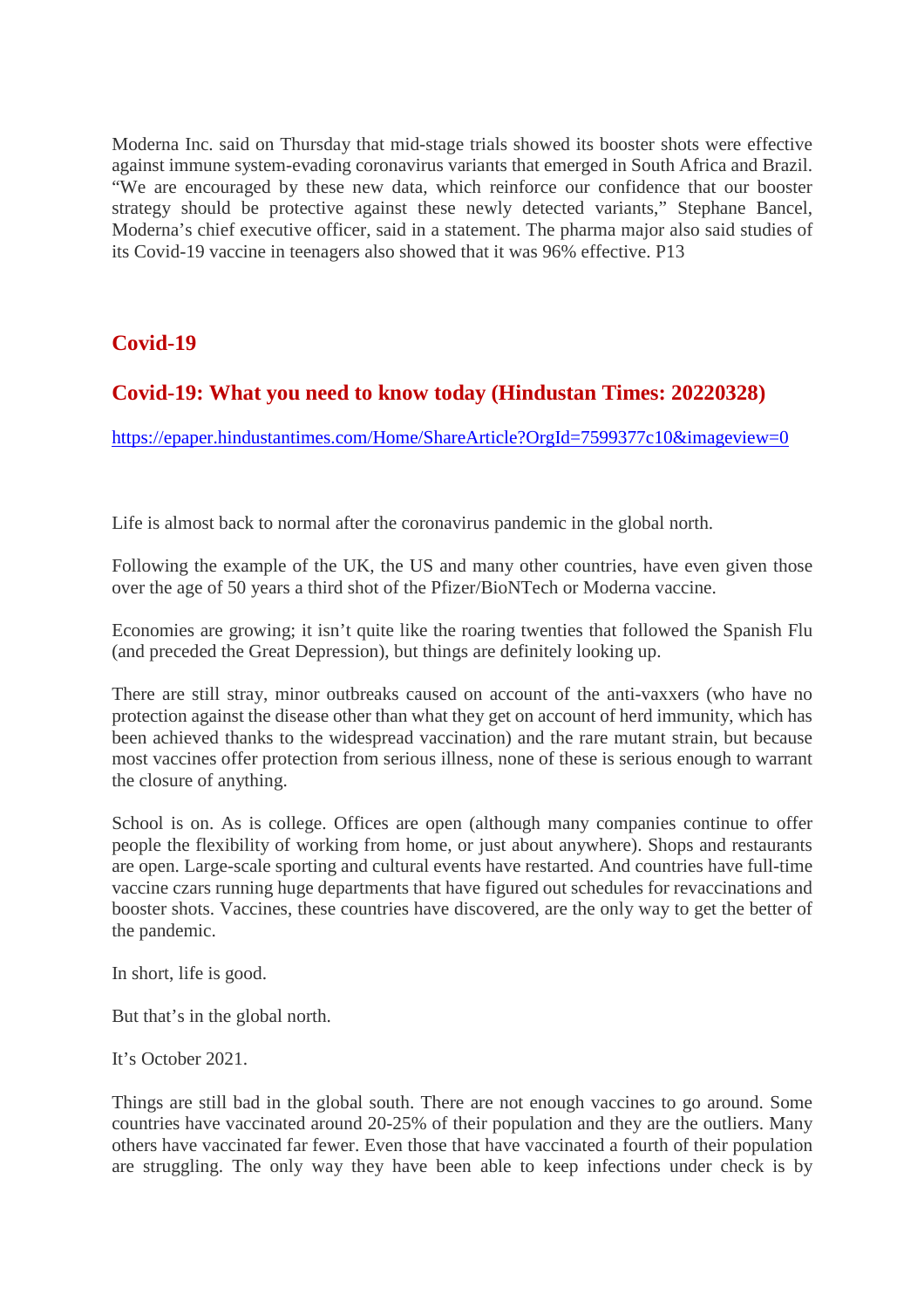Moderna Inc. said on Thursday that mid-stage trials showed its booster shots were effective against immune system-evading coronavirus variants that emerged in South Africa and Brazil. “We are encouraged by these new data, which reinforce our confidence that our booster strategy should be protective against these newly detected variants,” Stephane Bancel, Moderna’s chief executive officer, said in a statement. The pharma major also said studies of its Covid-19 vaccine in teenagers also showed that it was 96% effective. P13

## Covid-19

## Covid-19: What you need to know today (Hindustan Times: 20220328)

https://epaper.hindustantimes.com/Home/ShareArticle?OrgId=7599377c10&imageview=0

Life is almost back to normal after the coronavirus pandemic in the global north.

Following the example of the UK, the US and many other countries, have even given those over the age of 50 years a third shot of the Pfizer/BioNTech or Moderna vaccine.

Economies are growing; it isn’t quite like the roaring twenties that followed the Spanish Flu (and preceded the Great Depression), but things are definitely looking up.

There are still stray, minor outbreaks caused on account of the anti-vaxxers (who have no protection against the disease other than what they get on account of herd immunity, which has been achieved thanks to the widespread vaccination) and the rare mutant strain, but because most vaccines offer protection from serious illness, none of these is serious enough to warrant the closure of anything.

School is on. As is college. Offices are open (although many companies continue to offer people the flexibility of working from home, or just about anywhere). Shops and restaurants are open. Large-scale sporting and cultural events have restarted. And countries have full-time vaccine czars running huge departments that have figured out schedules for revaccinations and booster shots. Vaccines, these countries have discovered, are the only way to get the better of the pandemic.

In short, life is good.

But that’s in the global north.

It’s October 2021.

Things are still bad in the global south. There are not enough vaccines to go around. Some countries have vaccinated around 20-25% of their population and they are the outliers. Many others have vaccinated far fewer. Even those that have vaccinated a fourth of their population are struggling. The only way they have been able to keep infections under check is by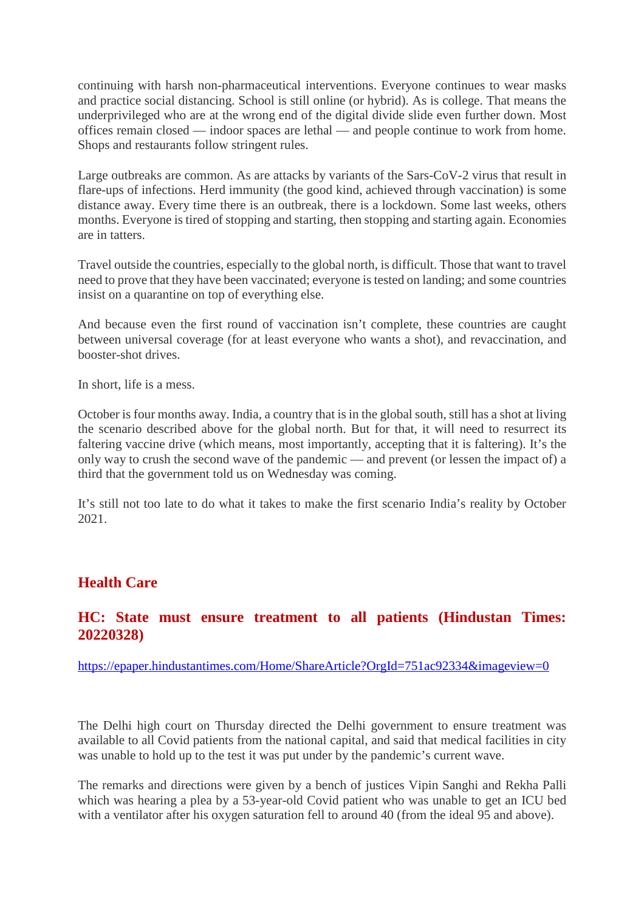continuing with harsh non-pharmaceutical interventions. Everyone continues to wear masks and practice social distancing. School is still online (or hybrid). As is college. That means the underprivileged who are at the wrong end of the digital divide slide even further down. Most offices remain closed — indoor spaces are lethal — and people continue to work from home. Shops and restaurants follow stringent rules.

Large outbreaks are common. As are attacks by variants of the Sars-CoV-2 virus that result in flare-ups of infections. Herd immunity (the good kind, achieved through vaccination) is some distance away. Every time there is an outbreak, there is a lockdown. Some last weeks, others months. Everyone is tired of stopping and starting, then stopping and starting again. Economies are in tatters.

Travel outside the countries, especially to the global north, is difficult. Those that want to travel need to prove that they have been vaccinated; everyone is tested on landing; and some countries insist on a quarantine on top of everything else.

And because even the first round of vaccination isn't complete, these countries are caught between universal coverage (for at least everyone who wants a shot), and revaccination, and booster-shot drives.

In short, life is a mess.

October is four months away. India, a country that is in the global south, still has a shot at living the scenario described above for the global north. But for that, it will need to resurrect its faltering vaccine drive (which means, most importantly, accepting that it is faltering). It's the only way to crush the second wave of the pandemic — and prevent (or lessen the impact of) a third that the government told us on Wednesday was coming.

It's still not too late to do what it takes to make the first scenario India's reality by October 2021.

## Health Care

### HC: State must ensure treatment to all patients (Hindustan Times: 20220328)

https://epaper.hindustantimes.com/Home/ShareArticle?OrgId=751ac92334&imageview=0

The Delhi high court on Thursday directed the Delhi government to ensure treatment was available to all Covid patients from the national capital, and said that medical facilities in city was unable to hold up to the test it was put under by the pandemic's current wave.

The remarks and directions were given by a bench of justices Vipin Sanghi and Rekha Palli which was hearing a plea by a 53-year-old Covid patient who was unable to get an ICU bed with a ventilator after his oxygen saturation fell to around 40 (from the ideal 95 and above).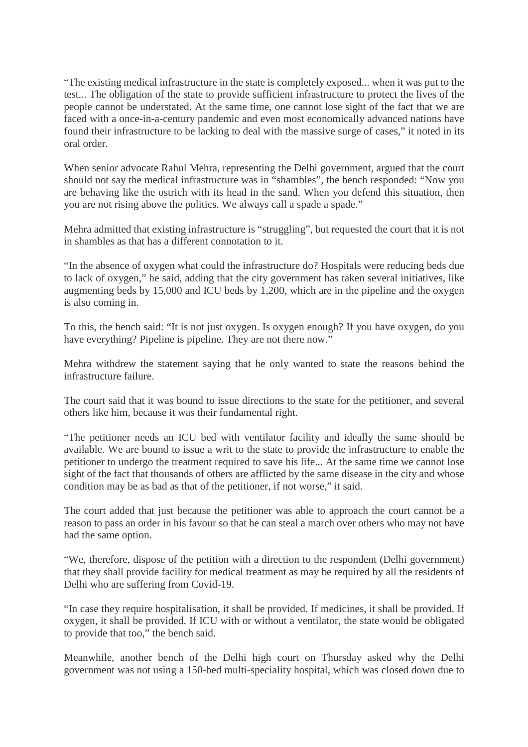"The existing medical infrastructure in the state is completely exposed... when it was put to the test... The obligation of the state to provide sufficient infrastructure to protect the lives of the people cannot be understated. At the same time, one cannot lose sight of the fact that we are faced with a once-in-a-century pandemic and even most economically advanced nations have found their infrastructure to be lacking to deal with the massive surge of cases," it noted in its oral order.

When senior advocate Rahul Mehra, representing the Delhi government, argued that the court should not say the medical infrastructure was in "shambles", the bench responded: "Now you are behaving like the ostrich with its head in the sand. When you defend this situation, then you are not rising above the politics. We always call a spade a spade."

Mehra admitted that existing infrastructure is "struggling", but requested the court that it is not in shambles as that has a different connotation to it.

"In the absence of oxygen what could the infrastructure do? Hospitals were reducing beds due to lack of oxygen," he said, adding that the city government has taken several initiatives, like augmenting beds by 15,000 and ICU beds by 1,200, which are in the pipeline and the oxygen is also coming in.

To this, the bench said: "It is not just oxygen. Is oxygen enough? If you have oxygen, do you have everything? Pipeline is pipeline. They are not there now."

Mehra withdrew the statement saying that he only wanted to state the reasons behind the infrastructure failure.

The court said that it was bound to issue directions to the state for the petitioner, and several others like him, because it was their fundamental right.

"The petitioner needs an ICU bed with ventilator facility and ideally the same should be available. We are bound to issue a writ to the state to provide the infrastructure to enable the petitioner to undergo the treatment required to save his life... At the same time we cannot lose sight of the fact that thousands of others are afflicted by the same disease in the city and whose condition may be as bad as that of the petitioner, if not worse," it said.

The court added that just because the petitioner was able to approach the court cannot be a reason to pass an order in his favour so that he can steal a march over others who may not have had the same option.

"We, therefore, dispose of the petition with a direction to the respondent (Delhi government) that they shall provide facility for medical treatment as may be required by all the residents of Delhi who are suffering from Covid-19.

"In case they require hospitalisation, it shall be provided. If medicines, it shall be provided. If oxygen, it shall be provided. If ICU with or without a ventilator, the state would be obligated to provide that too," the bench said.

Meanwhile, another bench of the Delhi high court on Thursday asked why the Delhi government was not using a 150-bed multi-speciality hospital, which was closed down due to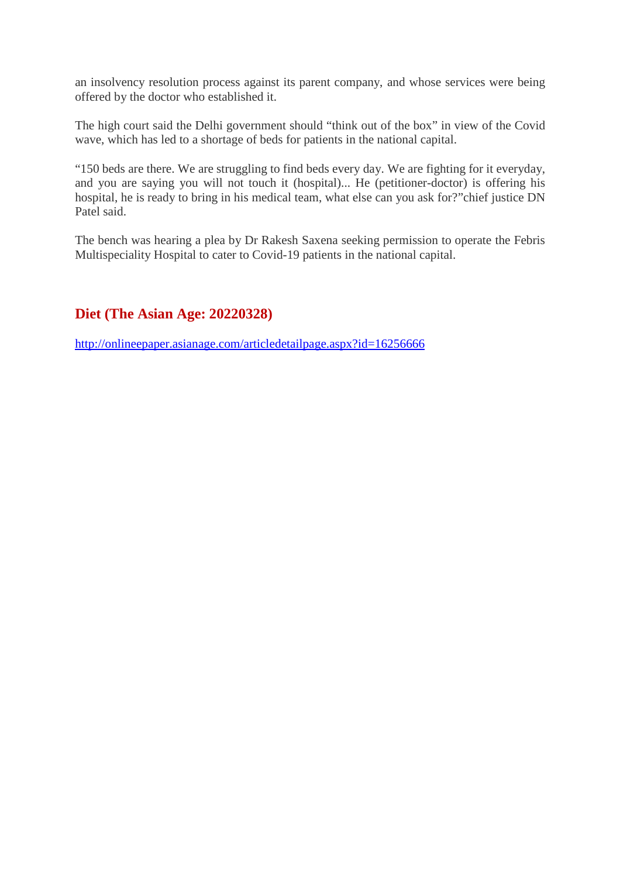an insolvency resolution process against its parent company, and whose services were being offered by the doctor who established it.

The high court said the Delhi government should “think out of the box” in view of the Covid wave, which has led to a shortage of beds for patients in the national capital.

“150 beds are there. We are struggling to find beds every day. We are fighting for it everyday, and you are saying you will not touch it (hospital)... He (petitioner-doctor) is offering his hospital, he is ready to bring in his medical team, what else can you ask for?”chief justice DN Patel said.

The bench was hearing a plea by Dr Rakesh Saxena seeking permission to operate the Febris Multispeciality Hospital to cater to Covid-19 patients in the national capital.

## Diet (The Asian Age: 20220328)

http://onlineepaper.asianage.com/articledetailpage.aspx?id=16256666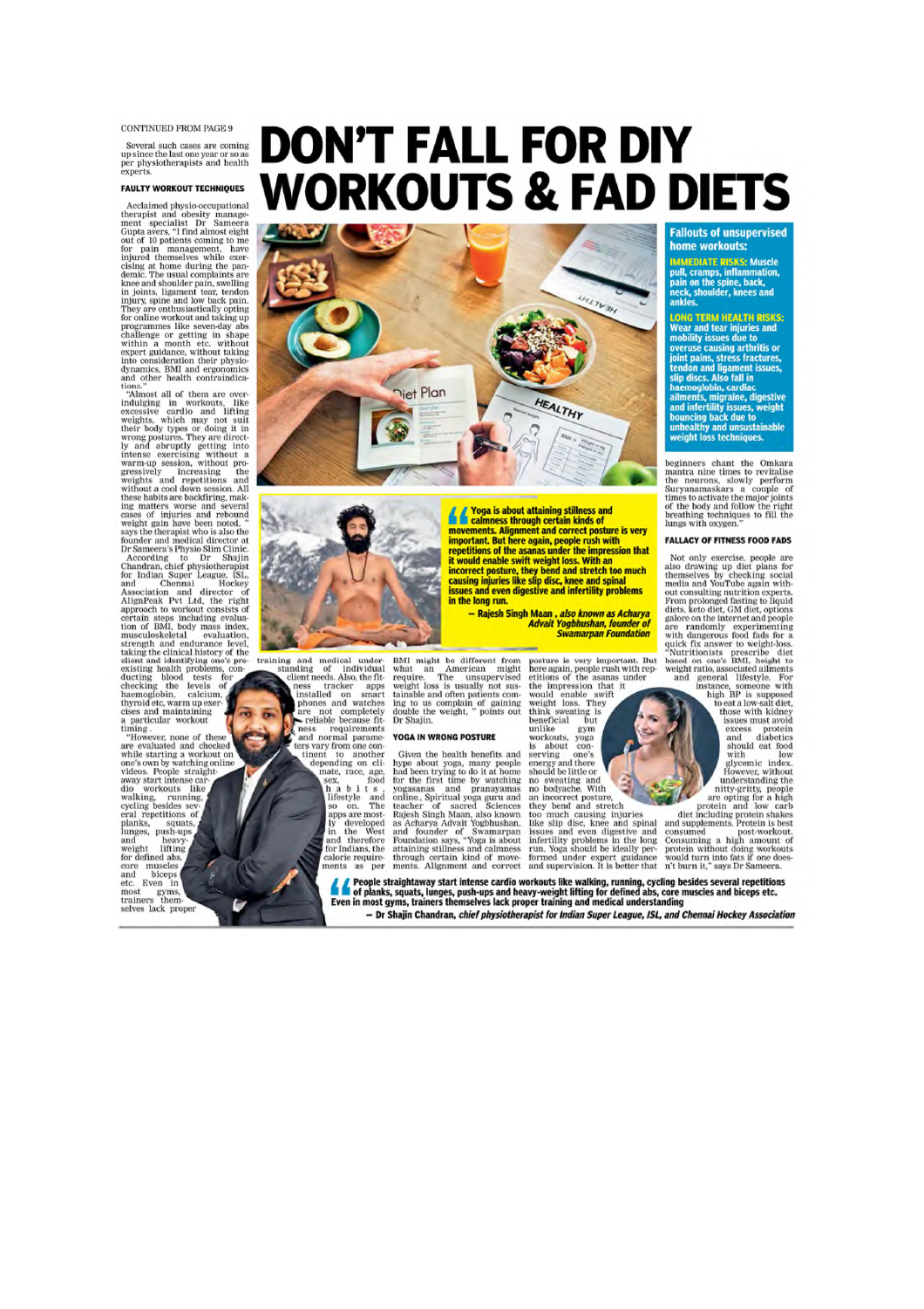CONTINUED FROM PAGE 9

Several such cases are coming up since the last one year or so as per physiotherapists and health experts.

# DON'T FALL FOR DIY WORKOUTS & FAD DIETS

### FAULTY WORKOUT TECHNIQUES

Acclaimed physio-occupational therapist and obesity management specialist Dr Sameera Gupta avers, "I find almost eight out of 10 patients coming to me for pain management, have injured themselves while exercising at home during the pandemic. The usual complaints are knee and shoulder pain, swelling in joints, ligament tear, tendon injury, spine and low back pain. They are enthusiastically opting for online workout and taking up programmes like seven-day abs challenge or getting in shape within a month etc. without expert guidance, without taking into consideration their physiodynamics, BMI and ergonomics and other health contraindications."

"Almost all of them are over-indulging in workouts, like excessive cardio and lifting weights, which may not suit their body types or doing it in wrong postures. They are directly and abruptly getting into intense exercising without a warm-up session, without progressively increasing the weights and repetitions and without a cool down session. All these habits are backfiring, making matters worse and several cases of injuries and rebound weight gain have been noted," says the therapist who is also the founder and medical director at Dr Sameera's Physio Slim Clinic.

According to Dr Shajin Chandran, chief physiotherapist for Indian Super League, ISL, and Chennai Hockey Association and director of AlignPeak Pvt Ltd, the right approach to workout consists of certain steps including evaluation of BMI, body mass index, musculoskeletal evaluation, strength and endurance level, taking the clinical history of the client and identifying one's pre-existing health problems, conducting blood tests for checking the levels of haemoglobin, calcium, thyroid etc, warm up exercises and maintaining a particular workout timing.

"However, none of these are evaluated and checked while starting a workout on one's own by watching online videos. People straightaway start intense cardio workouts like walking, running, cycling besides several repetitions of planks, squats, lunges, push-ups and heavy-weight lifting for defined abs, core muscles and biceps etc. Even in most gyms, trainers themselves lack proper training and medical understanding of individual client needs. Also, the fitness tracker apps installed on smart phones and watches are not completely reliable because fitness requirements and normal parameters vary from one continent to another depending on climate, race, age, sex, food habits, lifestyle and so on. The apps are mostly developed in the West and therefore for Indians, the calorie requirements as per BMI might be different from what an American might require. The unsupervised weight loss is usually not sustainable and often patients coming to us complain of gaining double the weight," points out Dr Shajin.

> **"Yoga is about attaining stillness and calmness through certain kinds of movements. Alignment and correct posture is very important. But here again, people rush with repetitions of the asanas under the impression that it would enable swift weight loss. With an incorrect posture, they bend and stretch too much causing injuries like slip disc, knee and spinal issues and even digestive and infertility problems in the long run.**
>
> **— Rajesh Singh Maan**, ***also known as Acharya Advait Yogbhushan, founder of Swamarpan Foundation***

### YOGA IN WRONG POSTURE

Given the health benefits and hype about yoga, many people had been trying to do it at home for the first time by watching yogasanas and pranayamas online. Spiritual yoga guru and teacher of sacred Sciences Rajesh Singh Maan, also known as Acharya Advait Yogbhushan, and founder of Swamarpan Foundation says, "Yoga is about attaining stillness and calmness through certain kind of movements. Alignment and correct posture is very important. But here again, people rush with repetitions of the asanas under the impression that it would enable swift weight loss. They think sweating is beneficial but unlike gym workouts, yoga is about conserving one's energy and there should be little or no sweating and no bodyache. With an incorrect posture, they bend and stretch too much causing injuries like slip disc, knee and spinal issues and even digestive and infertility problems in the long run. Yoga should be ideally performed under expert guidance and supervision. It is better that beginners chant the Omkara mantra nine times to revitalise the neurons, slowly perform Suryanamaskars a couple of times to activate the major joints of the body and follow the right breathing techniques to fill the lungs with oxygen."

### Fallouts of unsupervised home workouts:

**IMMEDIATE RISKS:** Muscle pull, cramps, inflammation, pain on the spine, back, neck, shoulder, knees and ankles.

**LONG TERM HEALTH RISKS:** Wear and tear injuries and mobility issues due to overuse causing arthritis or joint pains, stress fractures, tendon and ligament issues, slip discs. Also fall in haemoglobin, cardiac ailments, migraine, digestive and infertility issues, weight bouncing back due to unhealthy and unsustainable weight loss techniques.

### FALLACY OF FITNESS FOOD FADS

Not only exercise, people are also drawing up diet plans for themselves by checking social media and YouTube again without consulting nutrition experts. From prolonged fasting to liquid diets, keto diet, GM diet, options galore on the internet and people are randomly experimenting with dangerous food fads for a quick fix answer to weight-loss. "Nutritionists prescribe diet based on one's BMI, height to weight ratio, associated ailments and general lifestyle. For instance, someone with high BP is supposed to eat a low-salt diet, those with kidney issues must avoid excess protein and diabetics should eat food with low glycemic index. However, without understanding the nitty-gritty, people are opting for a high protein and low carb diet including protein shakes and supplements. Protein is best consumed post-workout. Consuming a high amount of protein without doing workouts would turn into fats if one doesn't burn it," says Dr Sameera.

> **"People straightaway start intense cardio workouts like walking, running, cycling besides several repetitions of planks, squats, lunges, push-ups and heavy-weight lifting for defined abs, core muscles and biceps etc. Even in most gyms, trainers themselves lack proper training and medical understanding**
>
> **— Dr Shajin Chandran,** ***chief physiotherapist for Indian Super League, ISL, and Chennai Hockey Association***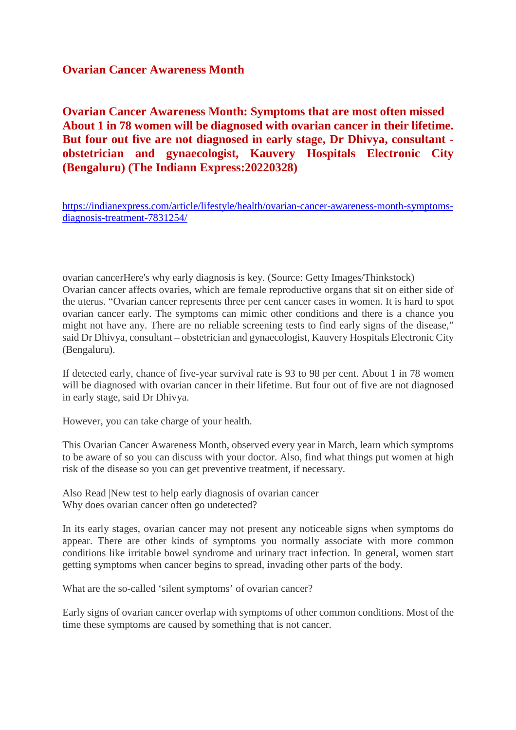## Ovarian Cancer Awareness Month

**Ovarian Cancer Awareness Month: Symptoms that are most often missed About 1 in 78 women will be diagnosed with ovarian cancer in their lifetime. But four out five are not diagnosed in early stage, Dr Dhivya, consultant - obstetrician and gynaecologist, Kauvery Hospitals Electronic City (Bengaluru) (The Indiann Express:20220328)**

https://indianexpress.com/article/lifestyle/health/ovarian-cancer-awareness-month-symptoms-diagnosis-treatment-7831254/

ovarian cancerHere's why early diagnosis is key. (Source: Getty Images/Thinkstock)
Ovarian cancer affects ovaries, which are female reproductive organs that sit on either side of the uterus. "Ovarian cancer represents three per cent cancer cases in women. It is hard to spot ovarian cancer early. The symptoms can mimic other conditions and there is a chance you might not have any. There are no reliable screening tests to find early signs of the disease," said Dr Dhivya, consultant – obstetrician and gynaecologist, Kauvery Hospitals Electronic City (Bengaluru).

If detected early, chance of five-year survival rate is 93 to 98 per cent. About 1 in 78 women will be diagnosed with ovarian cancer in their lifetime. But four out of five are not diagnosed in early stage, said Dr Dhivya.

However, you can take charge of your health.

This Ovarian Cancer Awareness Month, observed every year in March, learn which symptoms to be aware of so you can discuss with your doctor. Also, find what things put women at high risk of the disease so you can get preventive treatment, if necessary.

Also Read |New test to help early diagnosis of ovarian cancer
Why does ovarian cancer often go undetected?

In its early stages, ovarian cancer may not present any noticeable signs when symptoms do appear. There are other kinds of symptoms you normally associate with more common conditions like irritable bowel syndrome and urinary tract infection. In general, women start getting symptoms when cancer begins to spread, invading other parts of the body.

What are the so-called 'silent symptoms' of ovarian cancer?

Early signs of ovarian cancer overlap with symptoms of other common conditions. Most of the time these symptoms are caused by something that is not cancer.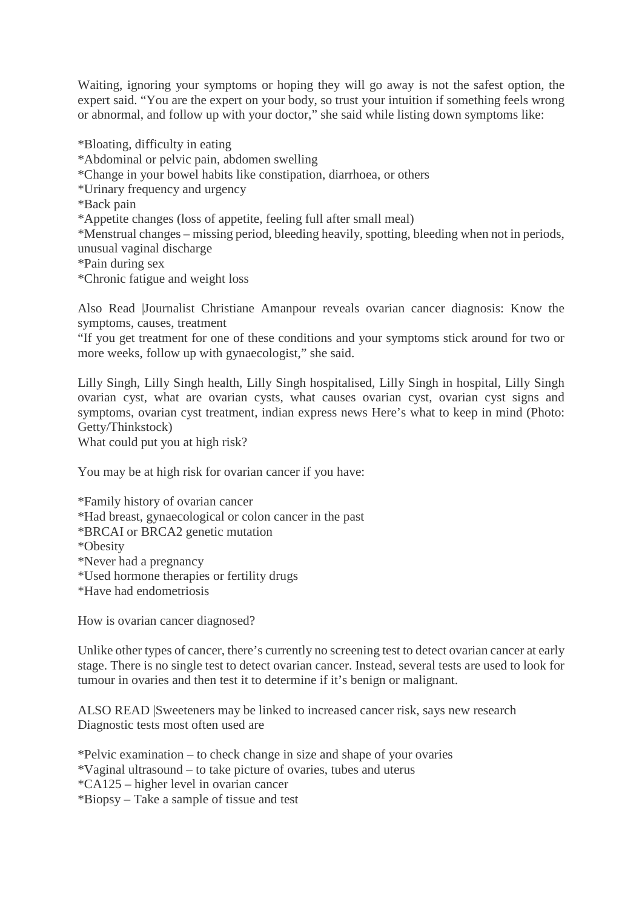Waiting, ignoring your symptoms or hoping they will go away is not the safest option, the expert said. "You are the expert on your body, so trust your intuition if something feels wrong or abnormal, and follow up with your doctor," she said while listing down symptoms like:

*Bloating, difficulty in eating
*Abdominal or pelvic pain, abdomen swelling
*Change in your bowel habits like constipation, diarrhoea, or others
*Urinary frequency and urgency
*Back pain
*Appetite changes (loss of appetite, feeling full after small meal)
*Menstrual changes – missing period, bleeding heavily, spotting, bleeding when not in periods, unusual vaginal discharge
*Pain during sex
*Chronic fatigue and weight loss

Also Read |Journalist Christiane Amanpour reveals ovarian cancer diagnosis: Know the symptoms, causes, treatment
"If you get treatment for one of these conditions and your symptoms stick around for two or more weeks, follow up with gynaecologist," she said.

Lilly Singh, Lilly Singh health, Lilly Singh hospitalised, Lilly Singh in hospital, Lilly Singh ovarian cyst, what are ovarian cysts, what causes ovarian cyst, ovarian cyst signs and symptoms, ovarian cyst treatment, indian express news Here's what to keep in mind (Photo: Getty/Thinkstock)
What could put you at high risk?

You may be at high risk for ovarian cancer if you have:

*Family history of ovarian cancer
*Had breast, gynaecological or colon cancer in the past
*BRCAI or BRCA2 genetic mutation
*Obesity
*Never had a pregnancy
*Used hormone therapies or fertility drugs
*Have had endometriosis

How is ovarian cancer diagnosed?

Unlike other types of cancer, there's currently no screening test to detect ovarian cancer at early stage. There is no single test to detect ovarian cancer. Instead, several tests are used to look for tumour in ovaries and then test it to determine if it's benign or malignant.

ALSO READ |Sweeteners may be linked to increased cancer risk, says new research
Diagnostic tests most often used are

*Pelvic examination – to check change in size and shape of your ovaries
*Vaginal ultrasound – to take picture of ovaries, tubes and uterus
*CA125 – higher level in ovarian cancer
*Biopsy – Take a sample of tissue and test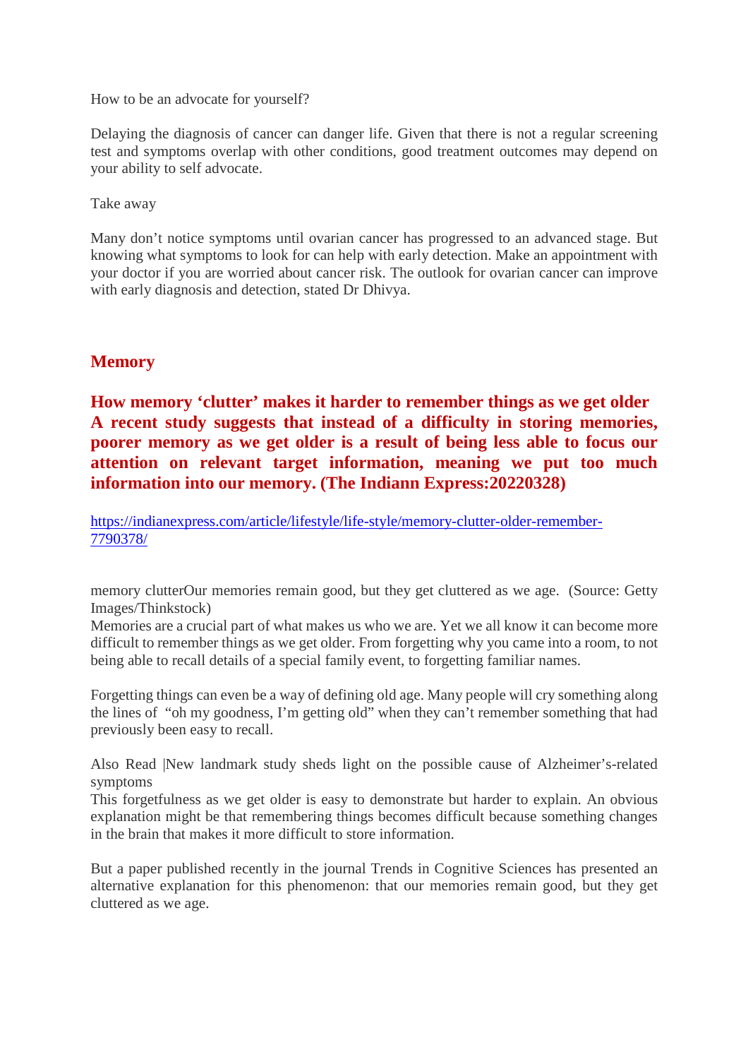How to be an advocate for yourself?

Delaying the diagnosis of cancer can danger life. Given that there is not a regular screening test and symptoms overlap with other conditions, good treatment outcomes may depend on your ability to self advocate.

Take away

Many don't notice symptoms until ovarian cancer has progressed to an advanced stage. But knowing what symptoms to look for can help with early detection. Make an appointment with your doctor if you are worried about cancer risk. The outlook for ovarian cancer can improve with early diagnosis and detection, stated Dr Dhivya.

## Memory

### How memory 'clutter' makes it harder to remember things as we get older A recent study suggests that instead of a difficulty in storing memories, poorer memory as we get older is a result of being less able to focus our attention on relevant target information, meaning we put too much information into our memory. (The Indiann Express:20220328)

https://indianexpress.com/article/lifestyle/life-style/memory-clutter-older-remember-7790378/

memory clutterOur memories remain good, but they get cluttered as we age. (Source: Getty Images/Thinkstock)
Memories are a crucial part of what makes us who we are. Yet we all know it can become more difficult to remember things as we get older. From forgetting why you came into a room, to not being able to recall details of a special family event, to forgetting familiar names.

Forgetting things can even be a way of defining old age. Many people will cry something along the lines of "oh my goodness, I'm getting old" when they can't remember something that had previously been easy to recall.

Also Read |New landmark study sheds light on the possible cause of Alzheimer's-related symptoms
This forgetfulness as we get older is easy to demonstrate but harder to explain. An obvious explanation might be that remembering things becomes difficult because something changes in the brain that makes it more difficult to store information.

But a paper published recently in the journal Trends in Cognitive Sciences has presented an alternative explanation for this phenomenon: that our memories remain good, but they get cluttered as we age.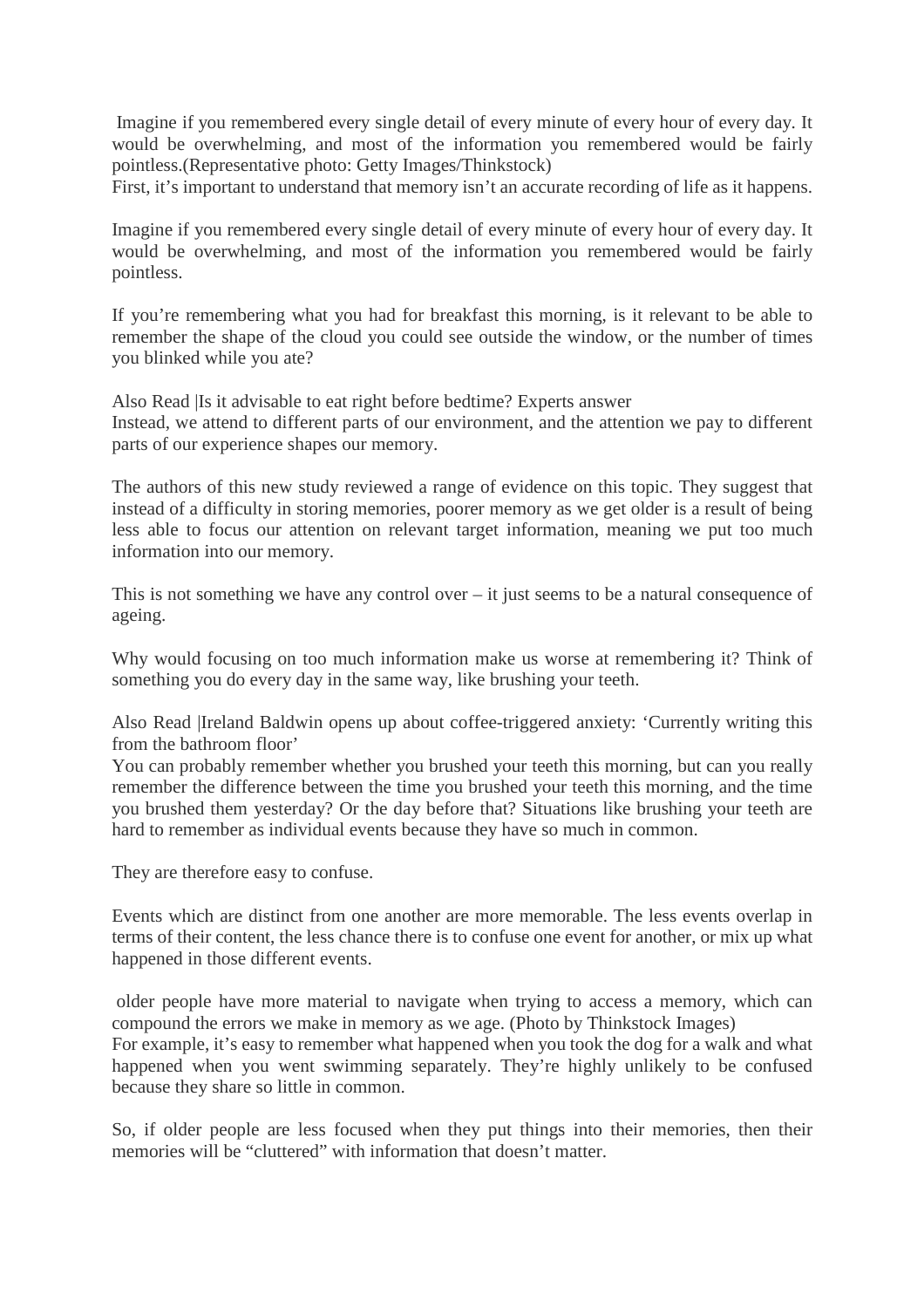Imagine if you remembered every single detail of every minute of every hour of every day. It would be overwhelming, and most of the information you remembered would be fairly pointless.(Representative photo: Getty Images/Thinkstock)
First, it's important to understand that memory isn't an accurate recording of life as it happens.

Imagine if you remembered every single detail of every minute of every hour of every day. It would be overwhelming, and most of the information you remembered would be fairly pointless.

If you're remembering what you had for breakfast this morning, is it relevant to be able to remember the shape of the cloud you could see outside the window, or the number of times you blinked while you ate?

Also Read |Is it advisable to eat right before bedtime? Experts answer
Instead, we attend to different parts of our environment, and the attention we pay to different parts of our experience shapes our memory.

The authors of this new study reviewed a range of evidence on this topic. They suggest that instead of a difficulty in storing memories, poorer memory as we get older is a result of being less able to focus our attention on relevant target information, meaning we put too much information into our memory.

This is not something we have any control over – it just seems to be a natural consequence of ageing.

Why would focusing on too much information make us worse at remembering it? Think of something you do every day in the same way, like brushing your teeth.

Also Read |Ireland Baldwin opens up about coffee-triggered anxiety: 'Currently writing this from the bathroom floor'
You can probably remember whether you brushed your teeth this morning, but can you really remember the difference between the time you brushed your teeth this morning, and the time you brushed them yesterday? Or the day before that? Situations like brushing your teeth are hard to remember as individual events because they have so much in common.

They are therefore easy to confuse.

Events which are distinct from one another are more memorable. The less events overlap in terms of their content, the less chance there is to confuse one event for another, or mix up what happened in those different events.

older people have more material to navigate when trying to access a memory, which can compound the errors we make in memory as we age. (Photo by Thinkstock Images)
For example, it's easy to remember what happened when you took the dog for a walk and what happened when you went swimming separately. They're highly unlikely to be confused because they share so little in common.

So, if older people are less focused when they put things into their memories, then their memories will be "cluttered" with information that doesn't matter.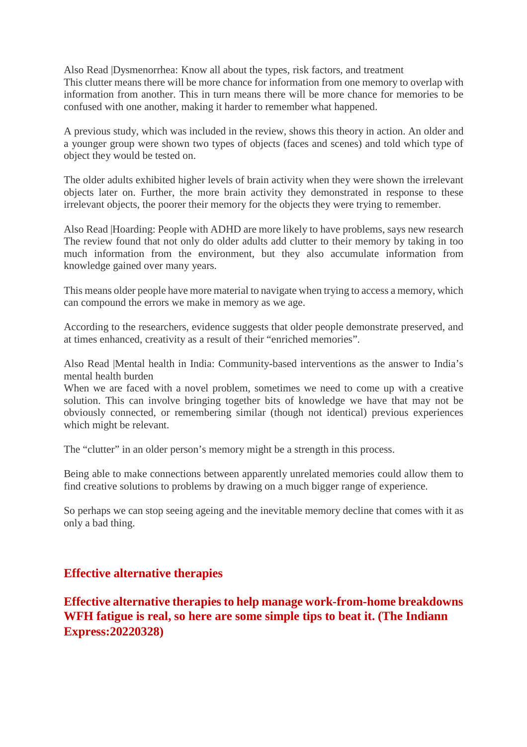Also Read |Dysmenorrhea: Know all about the types, risk factors, and treatment
This clutter means there will be more chance for information from one memory to overlap with information from another. This in turn means there will be more chance for memories to be confused with one another, making it harder to remember what happened.

A previous study, which was included in the review, shows this theory in action. An older and a younger group were shown two types of objects (faces and scenes) and told which type of object they would be tested on.

The older adults exhibited higher levels of brain activity when they were shown the irrelevant objects later on. Further, the more brain activity they demonstrated in response to these irrelevant objects, the poorer their memory for the objects they were trying to remember.

Also Read |Hoarding: People with ADHD are more likely to have problems, says new research
The review found that not only do older adults add clutter to their memory by taking in too much information from the environment, but they also accumulate information from knowledge gained over many years.

This means older people have more material to navigate when trying to access a memory, which can compound the errors we make in memory as we age.

According to the researchers, evidence suggests that older people demonstrate preserved, and at times enhanced, creativity as a result of their "enriched memories".

Also Read |Mental health in India: Community-based interventions as the answer to India's mental health burden
When we are faced with a novel problem, sometimes we need to come up with a creative solution. This can involve bringing together bits of knowledge we have that may not be obviously connected, or remembering similar (though not identical) previous experiences which might be relevant.

The "clutter" in an older person's memory might be a strength in this process.

Being able to make connections between apparently unrelated memories could allow them to find creative solutions to problems by drawing on a much bigger range of experience.

So perhaps we can stop seeing ageing and the inevitable memory decline that comes with it as only a bad thing.

## Effective alternative therapies

**Effective alternative therapies to help manage work-from-home breakdowns WFH fatigue is real, so here are some simple tips to beat it. (The Indiann Express:20220328)**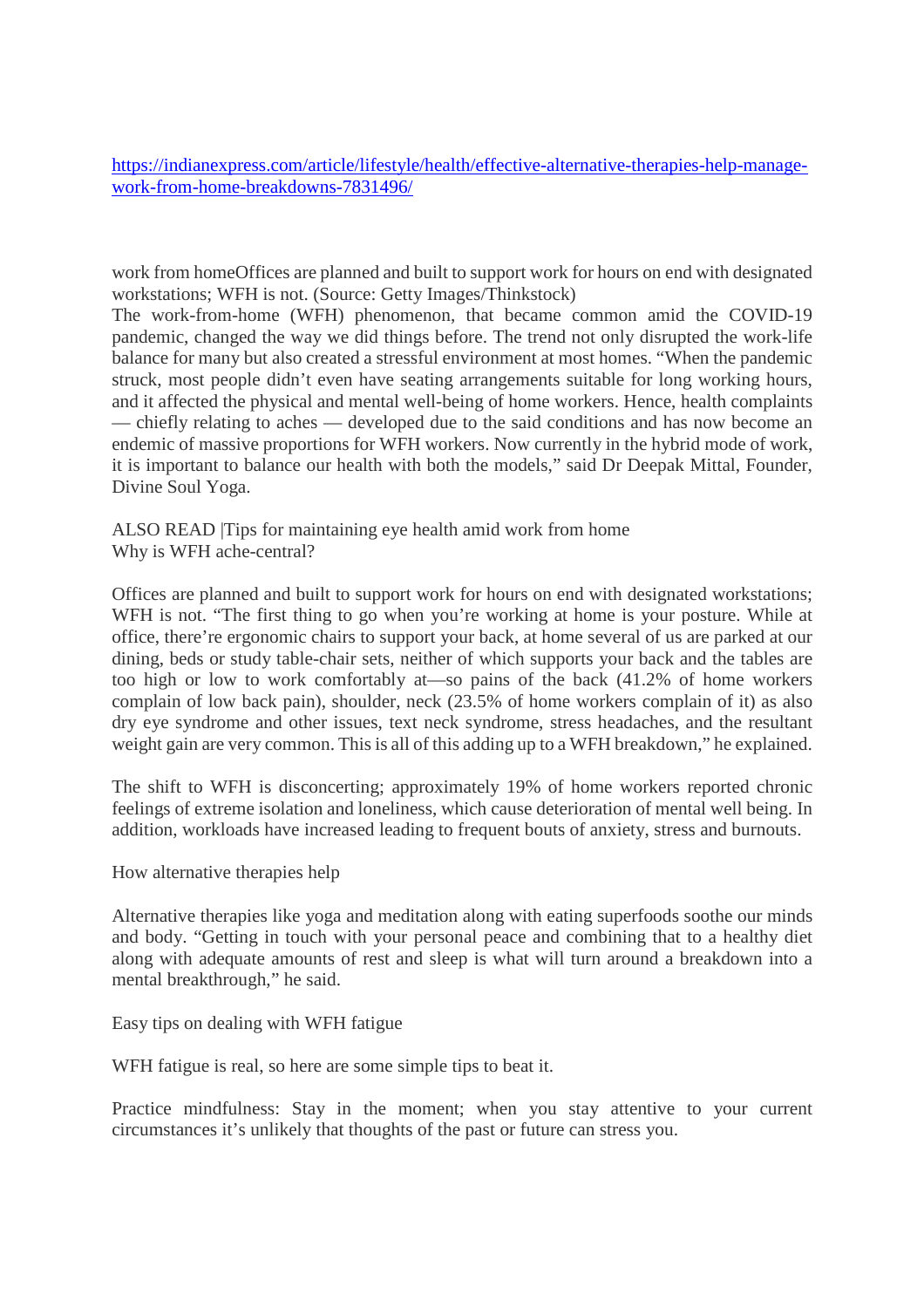https://indianexpress.com/article/lifestyle/health/effective-alternative-therapies-help-manage-work-from-home-breakdowns-7831496/

work from homeOffices are planned and built to support work for hours on end with designated workstations; WFH is not. (Source: Getty Images/Thinkstock)
The work-from-home (WFH) phenomenon, that became common amid the COVID-19 pandemic, changed the way we did things before. The trend not only disrupted the work-life balance for many but also created a stressful environment at most homes. "When the pandemic struck, most people didn't even have seating arrangements suitable for long working hours, and it affected the physical and mental well-being of home workers. Hence, health complaints — chiefly relating to aches — developed due to the said conditions and has now become an endemic of massive proportions for WFH workers. Now currently in the hybrid mode of work, it is important to balance our health with both the models," said Dr Deepak Mittal, Founder, Divine Soul Yoga.

ALSO READ |Tips for maintaining eye health amid work from home
Why is WFH ache-central?

Offices are planned and built to support work for hours on end with designated workstations; WFH is not. "The first thing to go when you're working at home is your posture. While at office, there're ergonomic chairs to support your back, at home several of us are parked at our dining, beds or study table-chair sets, neither of which supports your back and the tables are too high or low to work comfortably at—so pains of the back (41.2% of home workers complain of low back pain), shoulder, neck (23.5% of home workers complain of it) as also dry eye syndrome and other issues, text neck syndrome, stress headaches, and the resultant weight gain are very common. This is all of this adding up to a WFH breakdown," he explained.

The shift to WFH is disconcerting; approximately 19% of home workers reported chronic feelings of extreme isolation and loneliness, which cause deterioration of mental well being. In addition, workloads have increased leading to frequent bouts of anxiety, stress and burnouts.

How alternative therapies help

Alternative therapies like yoga and meditation along with eating superfoods soothe our minds and body. "Getting in touch with your personal peace and combining that to a healthy diet along with adequate amounts of rest and sleep is what will turn around a breakdown into a mental breakthrough," he said.

Easy tips on dealing with WFH fatigue

WFH fatigue is real, so here are some simple tips to beat it.

Practice mindfulness: Stay in the moment; when you stay attentive to your current circumstances it's unlikely that thoughts of the past or future can stress you.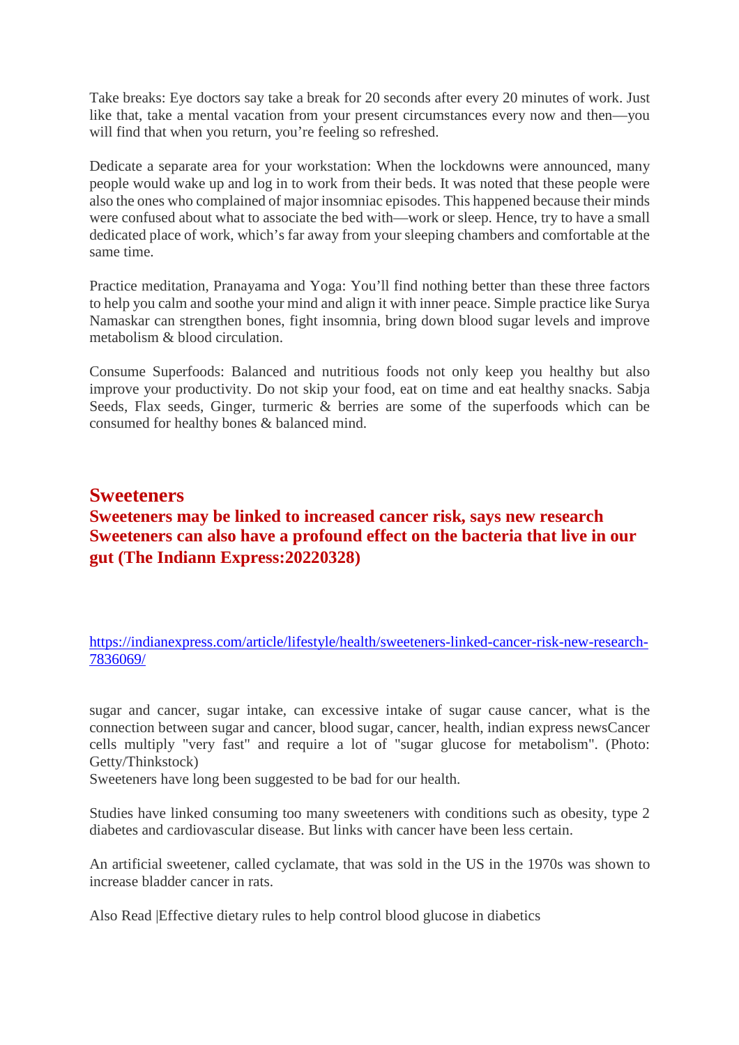Take breaks: Eye doctors say take a break for 20 seconds after every 20 minutes of work. Just like that, take a mental vacation from your present circumstances every now and then—you will find that when you return, you're feeling so refreshed.

Dedicate a separate area for your workstation: When the lockdowns were announced, many people would wake up and log in to work from their beds. It was noted that these people were also the ones who complained of major insomniac episodes. This happened because their minds were confused about what to associate the bed with—work or sleep. Hence, try to have a small dedicated place of work, which's far away from your sleeping chambers and comfortable at the same time.

Practice meditation, Pranayama and Yoga: You'll find nothing better than these three factors to help you calm and soothe your mind and align it with inner peace. Simple practice like Surya Namaskar can strengthen bones, fight insomnia, bring down blood sugar levels and improve metabolism & blood circulation.

Consume Superfoods: Balanced and nutritious foods not only keep you healthy but also improve your productivity. Do not skip your food, eat on time and eat healthy snacks. Sabja Seeds, Flax seeds, Ginger, turmeric & berries are some of the superfoods which can be consumed for healthy bones & balanced mind.

## Sweeteners

### Sweeteners may be linked to increased cancer risk, says new research Sweeteners can also have a profound effect on the bacteria that live in our gut (The Indiann Express:20220328)

https://indianexpress.com/article/lifestyle/health/sweeteners-linked-cancer-risk-new-research-7836069/

sugar and cancer, sugar intake, can excessive intake of sugar cause cancer, what is the connection between sugar and cancer, blood sugar, cancer, health, indian express newsCancer cells multiply "very fast" and require a lot of "sugar glucose for metabolism". (Photo: Getty/Thinkstock)

Sweeteners have long been suggested to be bad for our health.

Studies have linked consuming too many sweeteners with conditions such as obesity, type 2 diabetes and cardiovascular disease. But links with cancer have been less certain.

An artificial sweetener, called cyclamate, that was sold in the US in the 1970s was shown to increase bladder cancer in rats.

Also Read |Effective dietary rules to help control blood glucose in diabetics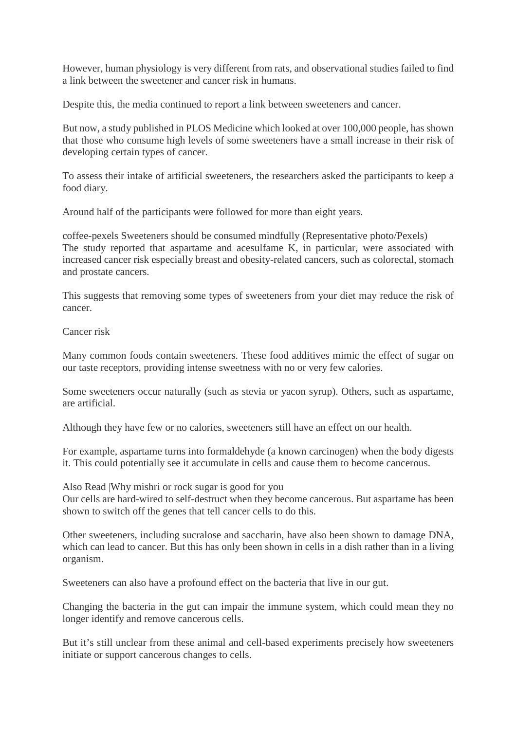However, human physiology is very different from rats, and observational studies failed to find a link between the sweetener and cancer risk in humans.

Despite this, the media continued to report a link between sweeteners and cancer.

But now, a study published in PLOS Medicine which looked at over 100,000 people, has shown that those who consume high levels of some sweeteners have a small increase in their risk of developing certain types of cancer.

To assess their intake of artificial sweeteners, the researchers asked the participants to keep a food diary.

Around half of the participants were followed for more than eight years.

coffee-pexels Sweeteners should be consumed mindfully (Representative photo/Pexels)
The study reported that aspartame and acesulfame K, in particular, were associated with increased cancer risk especially breast and obesity-related cancers, such as colorectal, stomach and prostate cancers.

This suggests that removing some types of sweeteners from your diet may reduce the risk of cancer.

Cancer risk

Many common foods contain sweeteners. These food additives mimic the effect of sugar on our taste receptors, providing intense sweetness with no or very few calories.

Some sweeteners occur naturally (such as stevia or yacon syrup). Others, such as aspartame, are artificial.

Although they have few or no calories, sweeteners still have an effect on our health.

For example, aspartame turns into formaldehyde (a known carcinogen) when the body digests it. This could potentially see it accumulate in cells and cause them to become cancerous.

Also Read |Why mishri or rock sugar is good for you
Our cells are hard-wired to self-destruct when they become cancerous. But aspartame has been shown to switch off the genes that tell cancer cells to do this.

Other sweeteners, including sucralose and saccharin, have also been shown to damage DNA, which can lead to cancer. But this has only been shown in cells in a dish rather than in a living organism.

Sweeteners can also have a profound effect on the bacteria that live in our gut.

Changing the bacteria in the gut can impair the immune system, which could mean they no longer identify and remove cancerous cells.

But it's still unclear from these animal and cell-based experiments precisely how sweeteners initiate or support cancerous changes to cells.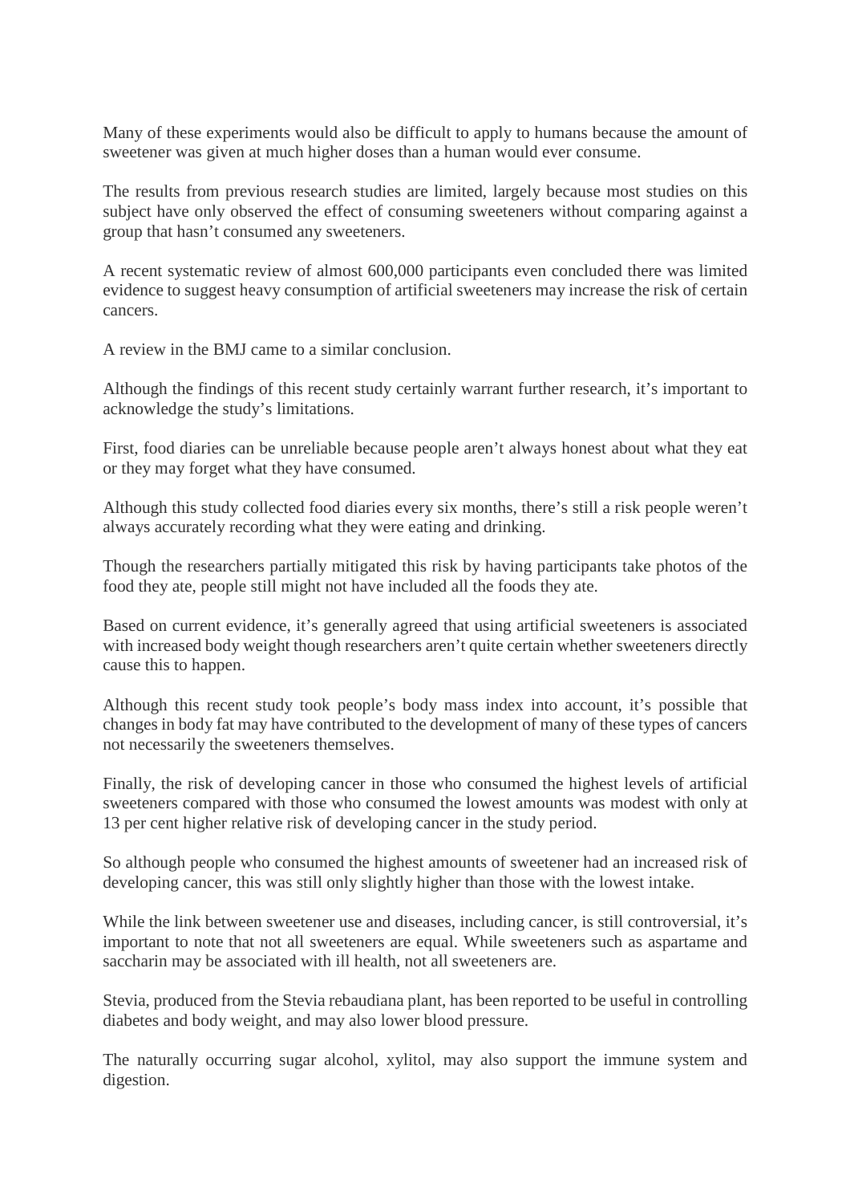Many of these experiments would also be difficult to apply to humans because the amount of sweetener was given at much higher doses than a human would ever consume.

The results from previous research studies are limited, largely because most studies on this subject have only observed the effect of consuming sweeteners without comparing against a group that hasn't consumed any sweeteners.

A recent systematic review of almost 600,000 participants even concluded there was limited evidence to suggest heavy consumption of artificial sweeteners may increase the risk of certain cancers.

A review in the BMJ came to a similar conclusion.

Although the findings of this recent study certainly warrant further research, it's important to acknowledge the study's limitations.

First, food diaries can be unreliable because people aren't always honest about what they eat or they may forget what they have consumed.

Although this study collected food diaries every six months, there's still a risk people weren't always accurately recording what they were eating and drinking.

Though the researchers partially mitigated this risk by having participants take photos of the food they ate, people still might not have included all the foods they ate.

Based on current evidence, it's generally agreed that using artificial sweeteners is associated with increased body weight though researchers aren't quite certain whether sweeteners directly cause this to happen.

Although this recent study took people's body mass index into account, it's possible that changes in body fat may have contributed to the development of many of these types of cancers not necessarily the sweeteners themselves.

Finally, the risk of developing cancer in those who consumed the highest levels of artificial sweeteners compared with those who consumed the lowest amounts was modest with only at 13 per cent higher relative risk of developing cancer in the study period.

So although people who consumed the highest amounts of sweetener had an increased risk of developing cancer, this was still only slightly higher than those with the lowest intake.

While the link between sweetener use and diseases, including cancer, is still controversial, it's important to note that not all sweeteners are equal. While sweeteners such as aspartame and saccharin may be associated with ill health, not all sweeteners are.

Stevia, produced from the Stevia rebaudiana plant, has been reported to be useful in controlling diabetes and body weight, and may also lower blood pressure.

The naturally occurring sugar alcohol, xylitol, may also support the immune system and digestion.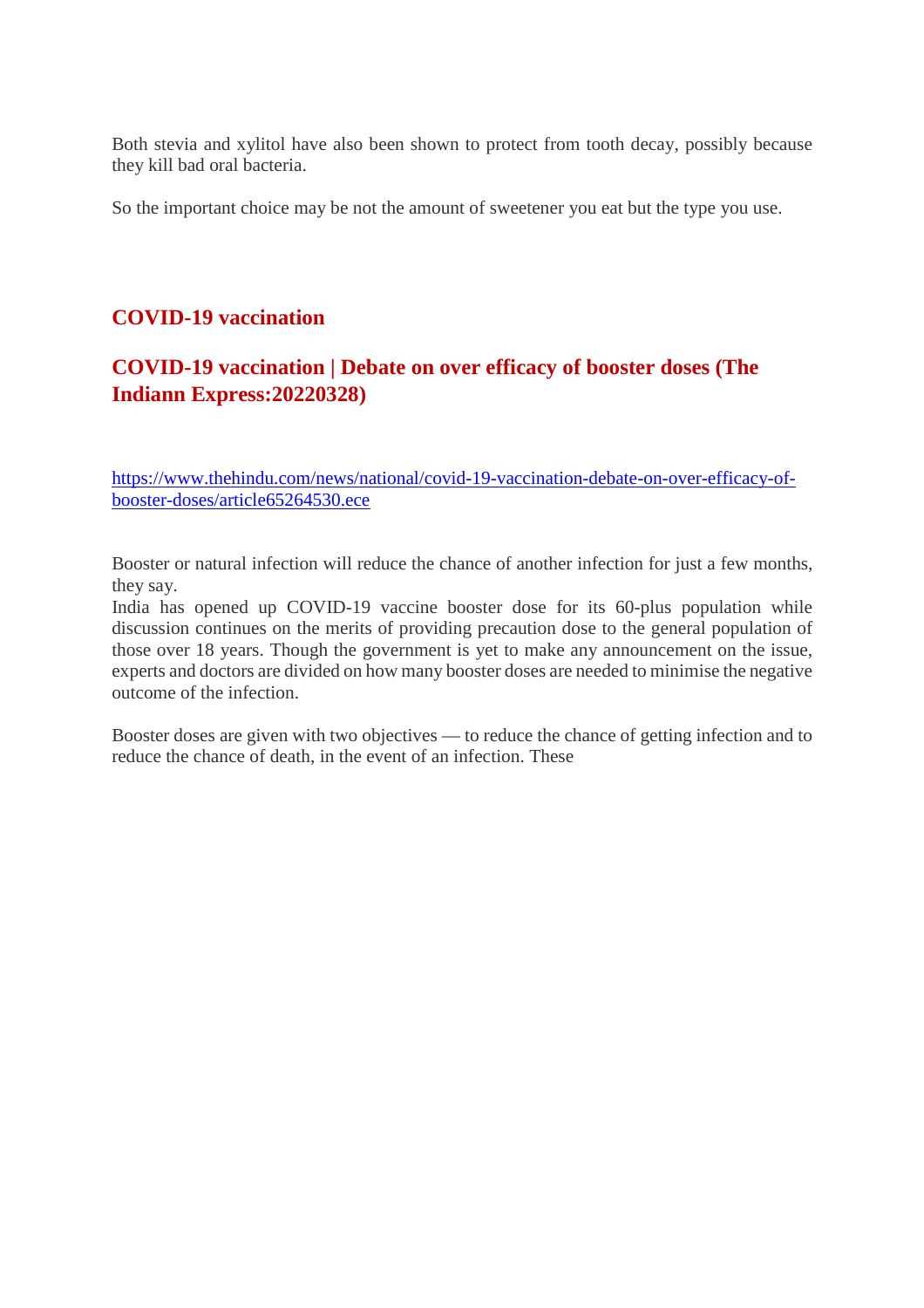Both stevia and xylitol have also been shown to protect from tooth decay, possibly because they kill bad oral bacteria.

So the important choice may be not the amount of sweetener you eat but the type you use.

## COVID-19 vaccination

## COVID-19 vaccination | Debate on over efficacy of booster doses (The Indiann Express:20220328)

https://www.thehindu.com/news/national/covid-19-vaccination-debate-on-over-efficacy-of-booster-doses/article65264530.ece

Booster or natural infection will reduce the chance of another infection for just a few months, they say.
India has opened up COVID-19 vaccine booster dose for its 60-plus population while discussion continues on the merits of providing precaution dose to the general population of those over 18 years. Though the government is yet to make any announcement on the issue, experts and doctors are divided on how many booster doses are needed to minimise the negative outcome of the infection.

Booster doses are given with two objectives — to reduce the chance of getting infection and to reduce the chance of death, in the event of an infection. These